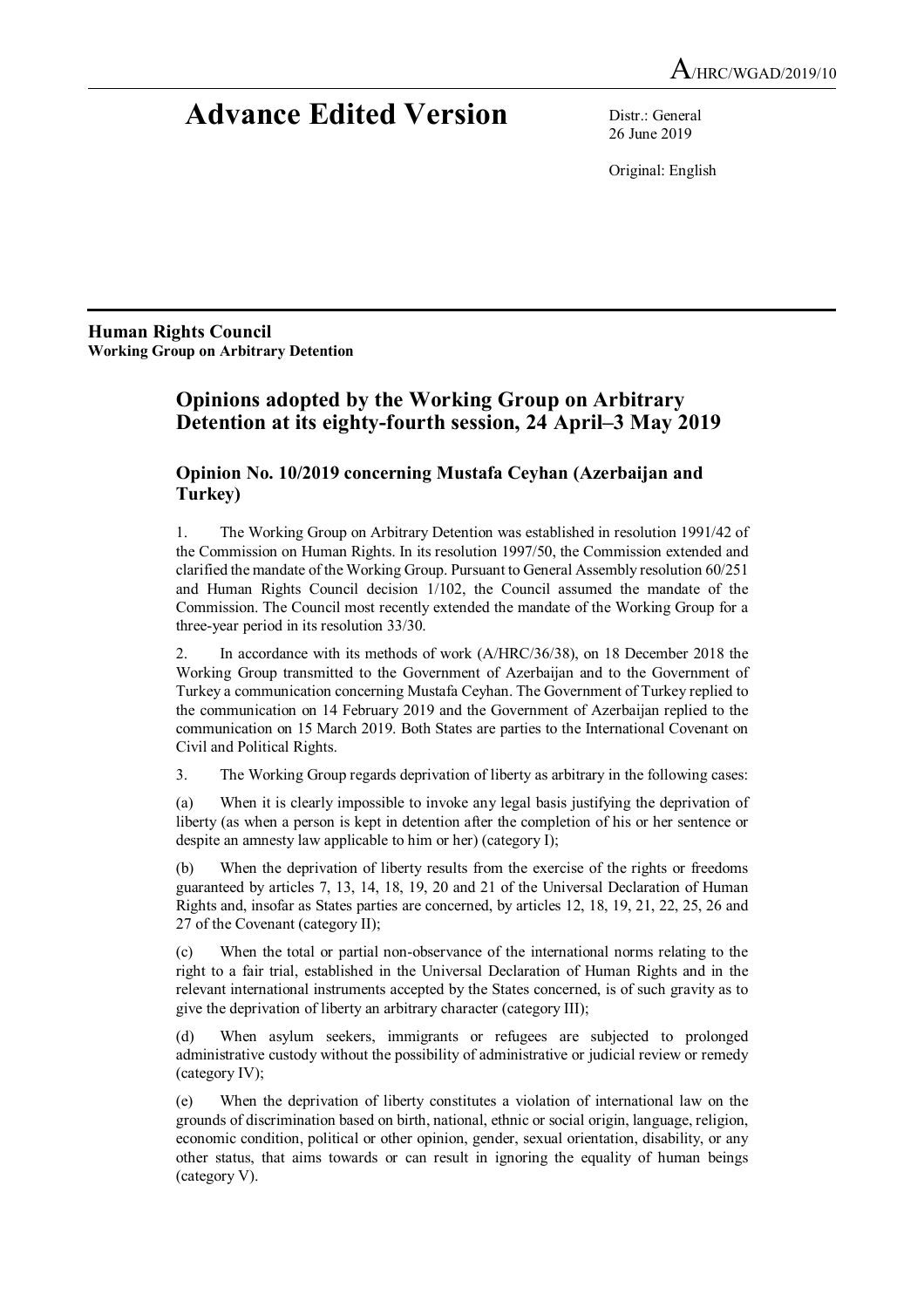A/HRC/WGAD/2019/10

# Advance Edited Version

Distr.: General
26 June 2019

Original: English

**Human Rights Council**
**Working Group on Arbitrary Detention**

## Opinions adopted by the Working Group on Arbitrary Detention at its eighty-fourth session, 24 April–3 May 2019

### Opinion No. 10/2019 concerning Mustafa Ceyhan (Azerbaijan and Turkey)

1. The Working Group on Arbitrary Detention was established in resolution 1991/42 of the Commission on Human Rights. In its resolution 1997/50, the Commission extended and clarified the mandate of the Working Group. Pursuant to General Assembly resolution 60/251 and Human Rights Council decision 1/102, the Council assumed the mandate of the Commission. The Council most recently extended the mandate of the Working Group for a three-year period in its resolution 33/30.

2. In accordance with its methods of work (A/HRC/36/38), on 18 December 2018 the Working Group transmitted to the Government of Azerbaijan and to the Government of Turkey a communication concerning Mustafa Ceyhan. The Government of Turkey replied to the communication on 14 February 2019 and the Government of Azerbaijan replied to the communication on 15 March 2019. Both States are parties to the International Covenant on Civil and Political Rights.

3. The Working Group regards deprivation of liberty as arbitrary in the following cases:

(a) When it is clearly impossible to invoke any legal basis justifying the deprivation of liberty (as when a person is kept in detention after the completion of his or her sentence or despite an amnesty law applicable to him or her) (category I);

(b) When the deprivation of liberty results from the exercise of the rights or freedoms guaranteed by articles 7, 13, 14, 18, 19, 20 and 21 of the Universal Declaration of Human Rights and, insofar as States parties are concerned, by articles 12, 18, 19, 21, 22, 25, 26 and 27 of the Covenant (category II);

(c) When the total or partial non-observance of the international norms relating to the right to a fair trial, established in the Universal Declaration of Human Rights and in the relevant international instruments accepted by the States concerned, is of such gravity as to give the deprivation of liberty an arbitrary character (category III);

(d) When asylum seekers, immigrants or refugees are subjected to prolonged administrative custody without the possibility of administrative or judicial review or remedy (category IV);

(e) When the deprivation of liberty constitutes a violation of international law on the grounds of discrimination based on birth, national, ethnic or social origin, language, religion, economic condition, political or other opinion, gender, sexual orientation, disability, or any other status, that aims towards or can result in ignoring the equality of human beings (category V).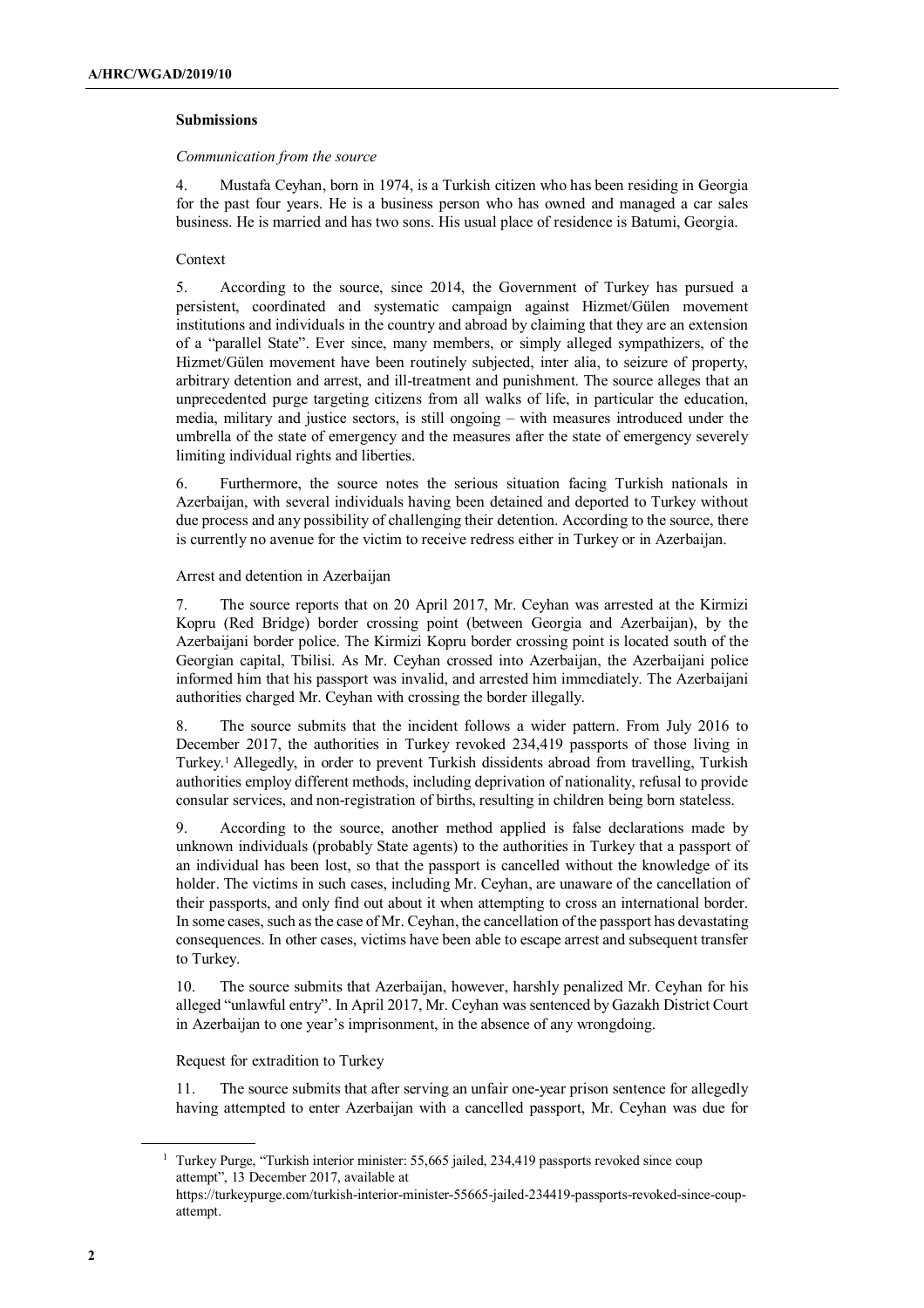### Submissions

*Communication from the source*

4. Mustafa Ceyhan, born in 1974, is a Turkish citizen who has been residing in Georgia for the past four years. He is a business person who has owned and managed a car sales business. He is married and has two sons. His usual place of residence is Batumi, Georgia.

Context

5. According to the source, since 2014, the Government of Turkey has pursued a persistent, coordinated and systematic campaign against Hizmet/Gülen movement institutions and individuals in the country and abroad by claiming that they are an extension of a "parallel State". Ever since, many members, or simply alleged sympathizers, of the Hizmet/Gülen movement have been routinely subjected, inter alia, to seizure of property, arbitrary detention and arrest, and ill-treatment and punishment. The source alleges that an unprecedented purge targeting citizens from all walks of life, in particular the education, media, military and justice sectors, is still ongoing – with measures introduced under the umbrella of the state of emergency and the measures after the state of emergency severely limiting individual rights and liberties.

6. Furthermore, the source notes the serious situation facing Turkish nationals in Azerbaijan, with several individuals having been detained and deported to Turkey without due process and any possibility of challenging their detention. According to the source, there is currently no avenue for the victim to receive redress either in Turkey or in Azerbaijan.

Arrest and detention in Azerbaijan

7. The source reports that on 20 April 2017, Mr. Ceyhan was arrested at the Kirmizi Kopru (Red Bridge) border crossing point (between Georgia and Azerbaijan), by the Azerbaijani border police. The Kirmizi Kopru border crossing point is located south of the Georgian capital, Tbilisi. As Mr. Ceyhan crossed into Azerbaijan, the Azerbaijani police informed him that his passport was invalid, and arrested him immediately. The Azerbaijani authorities charged Mr. Ceyhan with crossing the border illegally.

8. The source submits that the incident follows a wider pattern. From July 2016 to December 2017, the authorities in Turkey revoked 234,419 passports of those living in Turkey.[1] Allegedly, in order to prevent Turkish dissidents abroad from travelling, Turkish authorities employ different methods, including deprivation of nationality, refusal to provide consular services, and non-registration of births, resulting in children being born stateless.

9. According to the source, another method applied is false declarations made by unknown individuals (probably State agents) to the authorities in Turkey that a passport of an individual has been lost, so that the passport is cancelled without the knowledge of its holder. The victims in such cases, including Mr. Ceyhan, are unaware of the cancellation of their passports, and only find out about it when attempting to cross an international border. In some cases, such as the case of Mr. Ceyhan, the cancellation of the passport has devastating consequences. In other cases, victims have been able to escape arrest and subsequent transfer to Turkey.

10. The source submits that Azerbaijan, however, harshly penalized Mr. Ceyhan for his alleged "unlawful entry". In April 2017, Mr. Ceyhan was sentenced by Gazakh District Court in Azerbaijan to one year's imprisonment, in the absence of any wrongdoing.

Request for extradition to Turkey

11. The source submits that after serving an unfair one-year prison sentence for allegedly having attempted to enter Azerbaijan with a cancelled passport, Mr. Ceyhan was due for

[1] Turkey Purge, "Turkish interior minister: 55,665 jailed, 234,419 passports revoked since coup attempt", 13 December 2017, available at https://turkeypurge.com/turkish-interior-minister-55665-jailed-234419-passports-revoked-since-coup-attempt.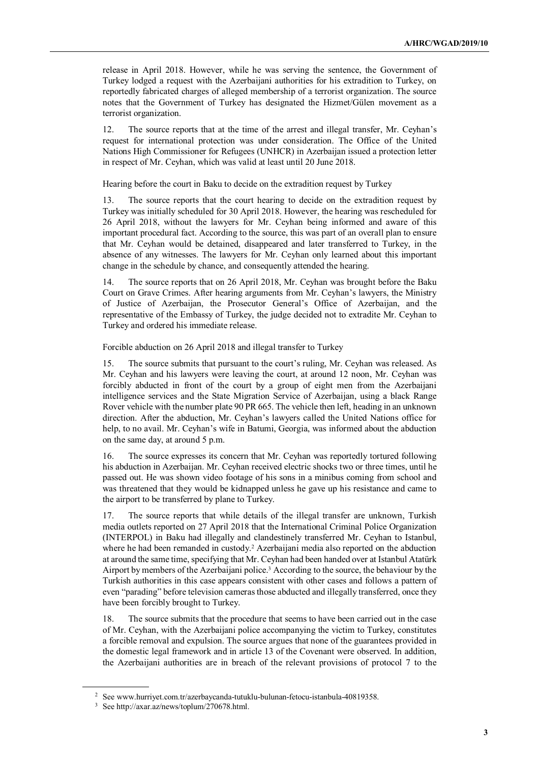release in April 2018. However, while he was serving the sentence, the Government of Turkey lodged a request with the Azerbaijani authorities for his extradition to Turkey, on reportedly fabricated charges of alleged membership of a terrorist organization. The source notes that the Government of Turkey has designated the Hizmet/Gülen movement as a terrorist organization.

12. The source reports that at the time of the arrest and illegal transfer, Mr. Ceyhan's request for international protection was under consideration. The Office of the United Nations High Commissioner for Refugees (UNHCR) in Azerbaijan issued a protection letter in respect of Mr. Ceyhan, which was valid at least until 20 June 2018.

Hearing before the court in Baku to decide on the extradition request by Turkey

13. The source reports that the court hearing to decide on the extradition request by Turkey was initially scheduled for 30 April 2018. However, the hearing was rescheduled for 26 April 2018, without the lawyers for Mr. Ceyhan being informed and aware of this important procedural fact. According to the source, this was part of an overall plan to ensure that Mr. Ceyhan would be detained, disappeared and later transferred to Turkey, in the absence of any witnesses. The lawyers for Mr. Ceyhan only learned about this important change in the schedule by chance, and consequently attended the hearing.

14. The source reports that on 26 April 2018, Mr. Ceyhan was brought before the Baku Court on Grave Crimes. After hearing arguments from Mr. Ceyhan's lawyers, the Ministry of Justice of Azerbaijan, the Prosecutor General's Office of Azerbaijan, and the representative of the Embassy of Turkey, the judge decided not to extradite Mr. Ceyhan to Turkey and ordered his immediate release.

Forcible abduction on 26 April 2018 and illegal transfer to Turkey

15. The source submits that pursuant to the court's ruling, Mr. Ceyhan was released. As Mr. Ceyhan and his lawyers were leaving the court, at around 12 noon, Mr. Ceyhan was forcibly abducted in front of the court by a group of eight men from the Azerbaijani intelligence services and the State Migration Service of Azerbaijan, using a black Range Rover vehicle with the number plate 90 PR 665. The vehicle then left, heading in an unknown direction. After the abduction, Mr. Ceyhan's lawyers called the United Nations office for help, to no avail. Mr. Ceyhan's wife in Batumi, Georgia, was informed about the abduction on the same day, at around 5 p.m.

16. The source expresses its concern that Mr. Ceyhan was reportedly tortured following his abduction in Azerbaijan. Mr. Ceyhan received electric shocks two or three times, until he passed out. He was shown video footage of his sons in a minibus coming from school and was threatened that they would be kidnapped unless he gave up his resistance and came to the airport to be transferred by plane to Turkey.

17. The source reports that while details of the illegal transfer are unknown, Turkish media outlets reported on 27 April 2018 that the International Criminal Police Organization (INTERPOL) in Baku had illegally and clandestinely transferred Mr. Ceyhan to Istanbul, where he had been remanded in custody.[2] Azerbaijani media also reported on the abduction at around the same time, specifying that Mr. Ceyhan had been handed over at Istanbul Atatürk Airport by members of the Azerbaijani police.[3] According to the source, the behaviour by the Turkish authorities in this case appears consistent with other cases and follows a pattern of even "parading" before television cameras those abducted and illegally transferred, once they have been forcibly brought to Turkey.

18. The source submits that the procedure that seems to have been carried out in the case of Mr. Ceyhan, with the Azerbaijani police accompanying the victim to Turkey, constitutes a forcible removal and expulsion. The source argues that none of the guarantees provided in the domestic legal framework and in article 13 of the Covenant were observed. In addition, the Azerbaijani authorities are in breach of the relevant provisions of protocol 7 to the

---

[2] See www.hurriyet.com.tr/azerbaycanda-tutuklu-bulunan-fetocu-istanbula-40819358.

[3] See http://axar.az/news/toplum/270678.html.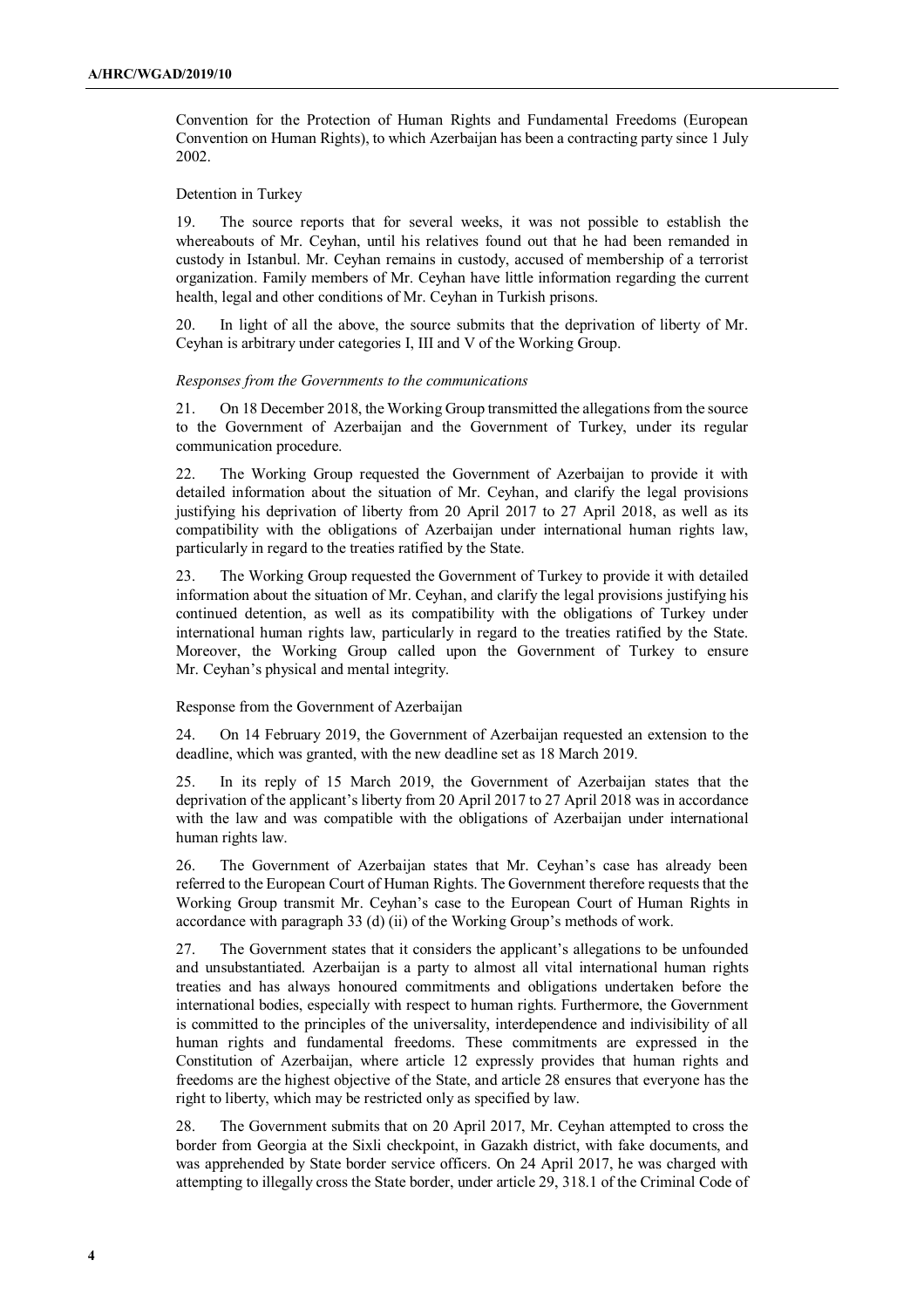Convention for the Protection of Human Rights and Fundamental Freedoms (European Convention on Human Rights), to which Azerbaijan has been a contracting party since 1 July 2002.

Detention in Turkey

19. The source reports that for several weeks, it was not possible to establish the whereabouts of Mr. Ceyhan, until his relatives found out that he had been remanded in custody in Istanbul. Mr. Ceyhan remains in custody, accused of membership of a terrorist organization. Family members of Mr. Ceyhan have little information regarding the current health, legal and other conditions of Mr. Ceyhan in Turkish prisons.

20. In light of all the above, the source submits that the deprivation of liberty of Mr. Ceyhan is arbitrary under categories I, III and V of the Working Group.

*Responses from the Governments to the communications*

21. On 18 December 2018, the Working Group transmitted the allegations from the source to the Government of Azerbaijan and the Government of Turkey, under its regular communication procedure.

22. The Working Group requested the Government of Azerbaijan to provide it with detailed information about the situation of Mr. Ceyhan, and clarify the legal provisions justifying his deprivation of liberty from 20 April 2017 to 27 April 2018, as well as its compatibility with the obligations of Azerbaijan under international human rights law, particularly in regard to the treaties ratified by the State.

23. The Working Group requested the Government of Turkey to provide it with detailed information about the situation of Mr. Ceyhan, and clarify the legal provisions justifying his continued detention, as well as its compatibility with the obligations of Turkey under international human rights law, particularly in regard to the treaties ratified by the State. Moreover, the Working Group called upon the Government of Turkey to ensure Mr. Ceyhan's physical and mental integrity.

Response from the Government of Azerbaijan

24. On 14 February 2019, the Government of Azerbaijan requested an extension to the deadline, which was granted, with the new deadline set as 18 March 2019.

25. In its reply of 15 March 2019, the Government of Azerbaijan states that the deprivation of the applicant's liberty from 20 April 2017 to 27 April 2018 was in accordance with the law and was compatible with the obligations of Azerbaijan under international human rights law.

26. The Government of Azerbaijan states that Mr. Ceyhan's case has already been referred to the European Court of Human Rights. The Government therefore requests that the Working Group transmit Mr. Ceyhan's case to the European Court of Human Rights in accordance with paragraph 33 (d) (ii) of the Working Group's methods of work.

27. The Government states that it considers the applicant's allegations to be unfounded and unsubstantiated. Azerbaijan is a party to almost all vital international human rights treaties and has always honoured commitments and obligations undertaken before the international bodies, especially with respect to human rights. Furthermore, the Government is committed to the principles of the universality, interdependence and indivisibility of all human rights and fundamental freedoms. These commitments are expressed in the Constitution of Azerbaijan, where article 12 expressly provides that human rights and freedoms are the highest objective of the State, and article 28 ensures that everyone has the right to liberty, which may be restricted only as specified by law.

28. The Government submits that on 20 April 2017, Mr. Ceyhan attempted to cross the border from Georgia at the Sixli checkpoint, in Gazakh district, with fake documents, and was apprehended by State border service officers. On 24 April 2017, he was charged with attempting to illegally cross the State border, under article 29, 318.1 of the Criminal Code of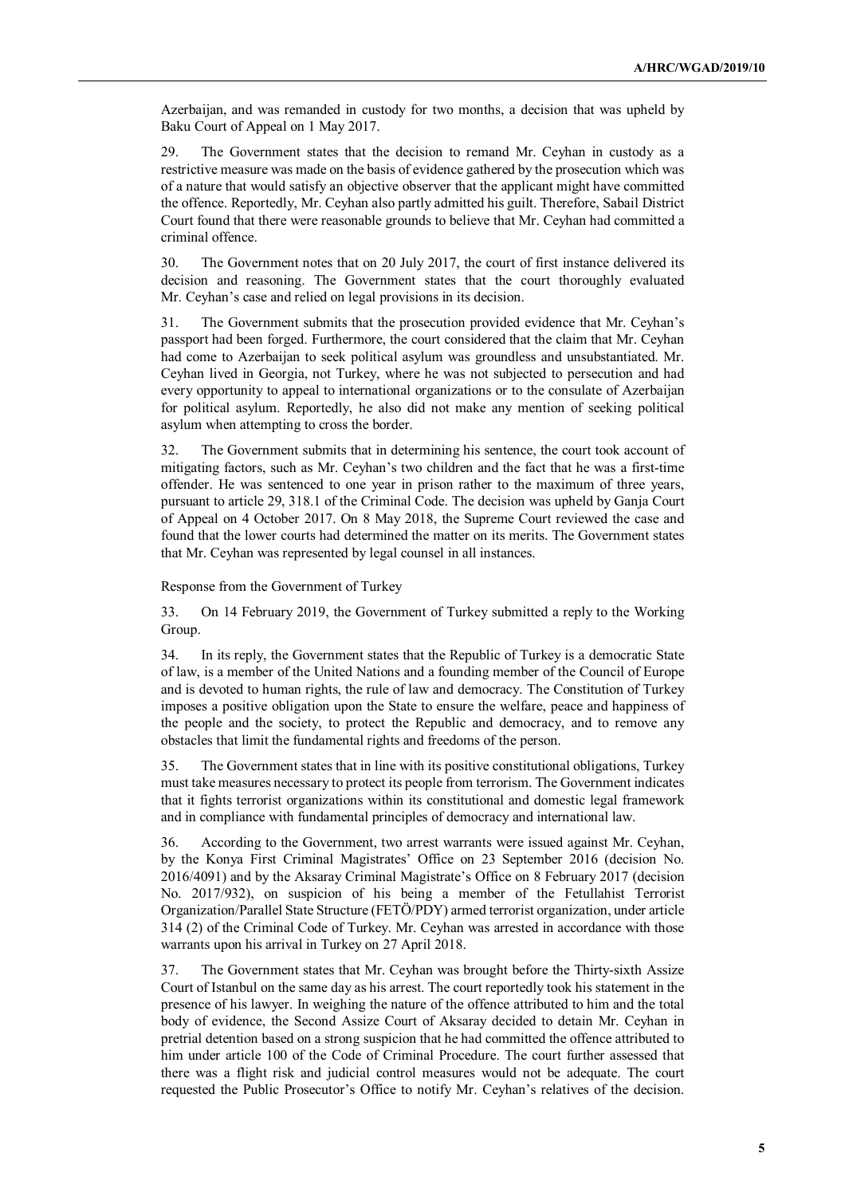Azerbaijan, and was remanded in custody for two months, a decision that was upheld by Baku Court of Appeal on 1 May 2017.

29. The Government states that the decision to remand Mr. Ceyhan in custody as a restrictive measure was made on the basis of evidence gathered by the prosecution which was of a nature that would satisfy an objective observer that the applicant might have committed the offence. Reportedly, Mr. Ceyhan also partly admitted his guilt. Therefore, Sabail District Court found that there were reasonable grounds to believe that Mr. Ceyhan had committed a criminal offence.

30. The Government notes that on 20 July 2017, the court of first instance delivered its decision and reasoning. The Government states that the court thoroughly evaluated Mr. Ceyhan's case and relied on legal provisions in its decision.

31. The Government submits that the prosecution provided evidence that Mr. Ceyhan's passport had been forged. Furthermore, the court considered that the claim that Mr. Ceyhan had come to Azerbaijan to seek political asylum was groundless and unsubstantiated. Mr. Ceyhan lived in Georgia, not Turkey, where he was not subjected to persecution and had every opportunity to appeal to international organizations or to the consulate of Azerbaijan for political asylum. Reportedly, he also did not make any mention of seeking political asylum when attempting to cross the border.

32. The Government submits that in determining his sentence, the court took account of mitigating factors, such as Mr. Ceyhan's two children and the fact that he was a first-time offender. He was sentenced to one year in prison rather to the maximum of three years, pursuant to article 29, 318.1 of the Criminal Code. The decision was upheld by Ganja Court of Appeal on 4 October 2017. On 8 May 2018, the Supreme Court reviewed the case and found that the lower courts had determined the matter on its merits. The Government states that Mr. Ceyhan was represented by legal counsel in all instances.

Response from the Government of Turkey

33. On 14 February 2019, the Government of Turkey submitted a reply to the Working Group.

34. In its reply, the Government states that the Republic of Turkey is a democratic State of law, is a member of the United Nations and a founding member of the Council of Europe and is devoted to human rights, the rule of law and democracy. The Constitution of Turkey imposes a positive obligation upon the State to ensure the welfare, peace and happiness of the people and the society, to protect the Republic and democracy, and to remove any obstacles that limit the fundamental rights and freedoms of the person.

35. The Government states that in line with its positive constitutional obligations, Turkey must take measures necessary to protect its people from terrorism. The Government indicates that it fights terrorist organizations within its constitutional and domestic legal framework and in compliance with fundamental principles of democracy and international law.

36. According to the Government, two arrest warrants were issued against Mr. Ceyhan, by the Konya First Criminal Magistrates' Office on 23 September 2016 (decision No. 2016/4091) and by the Aksaray Criminal Magistrate's Office on 8 February 2017 (decision No. 2017/932), on suspicion of his being a member of the Fetullahist Terrorist Organization/Parallel State Structure (FETÖ/PDY) armed terrorist organization, under article 314 (2) of the Criminal Code of Turkey. Mr. Ceyhan was arrested in accordance with those warrants upon his arrival in Turkey on 27 April 2018.

37. The Government states that Mr. Ceyhan was brought before the Thirty-sixth Assize Court of Istanbul on the same day as his arrest. The court reportedly took his statement in the presence of his lawyer. In weighing the nature of the offence attributed to him and the total body of evidence, the Second Assize Court of Aksaray decided to detain Mr. Ceyhan in pretrial detention based on a strong suspicion that he had committed the offence attributed to him under article 100 of the Code of Criminal Procedure. The court further assessed that there was a flight risk and judicial control measures would not be adequate. The court requested the Public Prosecutor's Office to notify Mr. Ceyhan's relatives of the decision.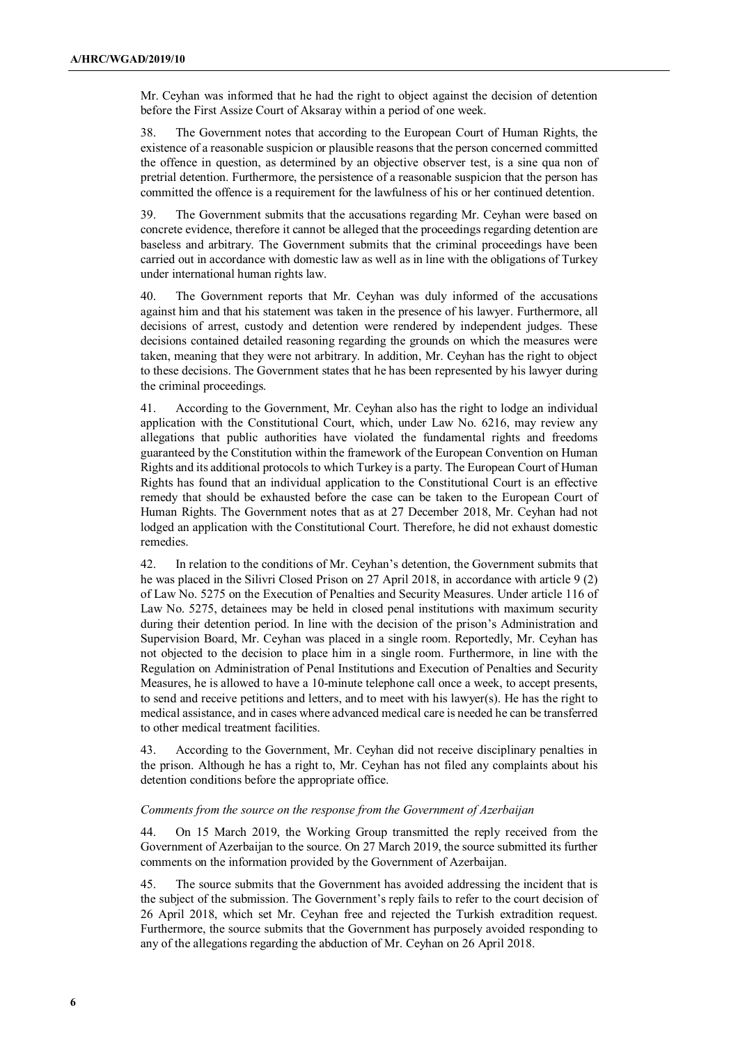Mr. Ceyhan was informed that he had the right to object against the decision of detention before the First Assize Court of Aksaray within a period of one week.

38. The Government notes that according to the European Court of Human Rights, the existence of a reasonable suspicion or plausible reasons that the person concerned committed the offence in question, as determined by an objective observer test, is a sine qua non of pretrial detention. Furthermore, the persistence of a reasonable suspicion that the person has committed the offence is a requirement for the lawfulness of his or her continued detention.

39. The Government submits that the accusations regarding Mr. Ceyhan were based on concrete evidence, therefore it cannot be alleged that the proceedings regarding detention are baseless and arbitrary. The Government submits that the criminal proceedings have been carried out in accordance with domestic law as well as in line with the obligations of Turkey under international human rights law.

40. The Government reports that Mr. Ceyhan was duly informed of the accusations against him and that his statement was taken in the presence of his lawyer. Furthermore, all decisions of arrest, custody and detention were rendered by independent judges. These decisions contained detailed reasoning regarding the grounds on which the measures were taken, meaning that they were not arbitrary. In addition, Mr. Ceyhan has the right to object to these decisions. The Government states that he has been represented by his lawyer during the criminal proceedings.

41. According to the Government, Mr. Ceyhan also has the right to lodge an individual application with the Constitutional Court, which, under Law No. 6216, may review any allegations that public authorities have violated the fundamental rights and freedoms guaranteed by the Constitution within the framework of the European Convention on Human Rights and its additional protocols to which Turkey is a party. The European Court of Human Rights has found that an individual application to the Constitutional Court is an effective remedy that should be exhausted before the case can be taken to the European Court of Human Rights. The Government notes that as at 27 December 2018, Mr. Ceyhan had not lodged an application with the Constitutional Court. Therefore, he did not exhaust domestic remedies.

42. In relation to the conditions of Mr. Ceyhan's detention, the Government submits that he was placed in the Silivri Closed Prison on 27 April 2018, in accordance with article 9 (2) of Law No. 5275 on the Execution of Penalties and Security Measures. Under article 116 of Law No. 5275, detainees may be held in closed penal institutions with maximum security during their detention period. In line with the decision of the prison's Administration and Supervision Board, Mr. Ceyhan was placed in a single room. Reportedly, Mr. Ceyhan has not objected to the decision to place him in a single room. Furthermore, in line with the Regulation on Administration of Penal Institutions and Execution of Penalties and Security Measures, he is allowed to have a 10-minute telephone call once a week, to accept presents, to send and receive petitions and letters, and to meet with his lawyer(s). He has the right to medical assistance, and in cases where advanced medical care is needed he can be transferred to other medical treatment facilities.

43. According to the Government, Mr. Ceyhan did not receive disciplinary penalties in the prison. Although he has a right to, Mr. Ceyhan has not filed any complaints about his detention conditions before the appropriate office.

*Comments from the source on the response from the Government of Azerbaijan*

44. On 15 March 2019, the Working Group transmitted the reply received from the Government of Azerbaijan to the source. On 27 March 2019, the source submitted its further comments on the information provided by the Government of Azerbaijan.

45. The source submits that the Government has avoided addressing the incident that is the subject of the submission. The Government's reply fails to refer to the court decision of 26 April 2018, which set Mr. Ceyhan free and rejected the Turkish extradition request. Furthermore, the source submits that the Government has purposely avoided responding to any of the allegations regarding the abduction of Mr. Ceyhan on 26 April 2018.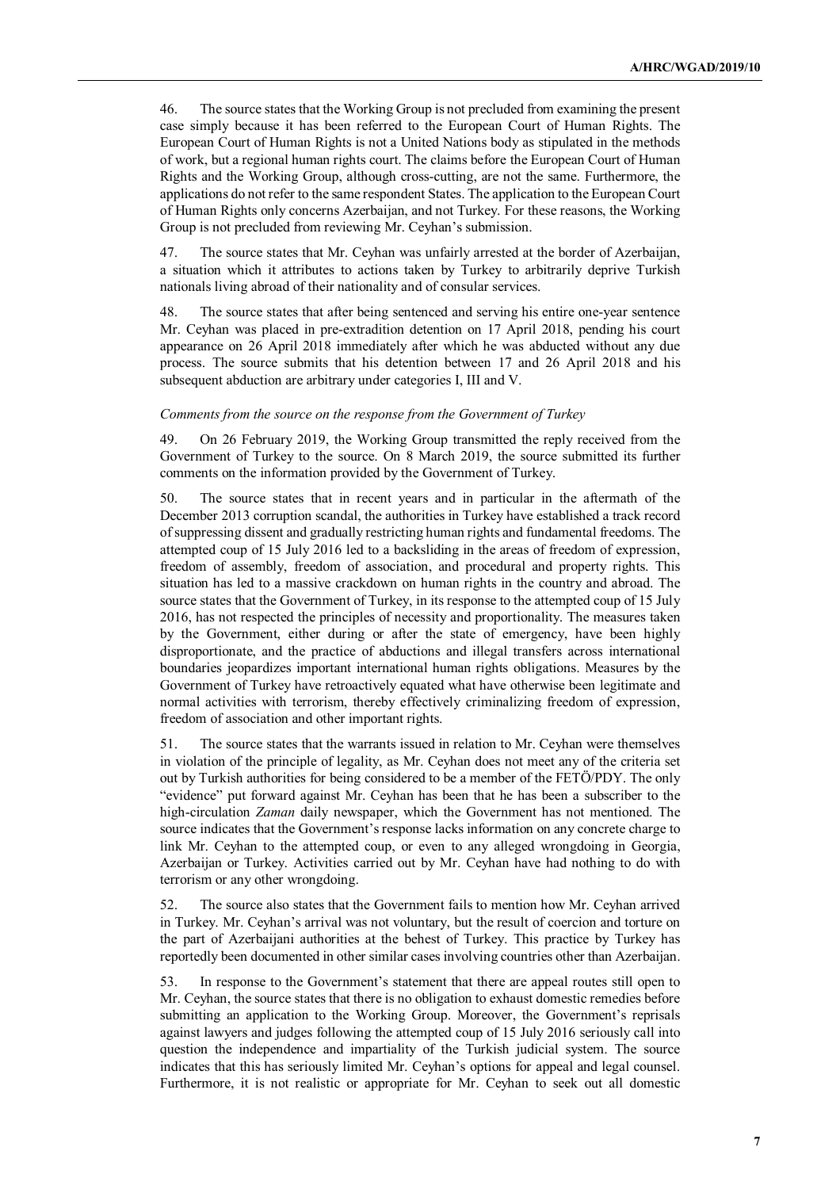46. The source states that the Working Group is not precluded from examining the present case simply because it has been referred to the European Court of Human Rights. The European Court of Human Rights is not a United Nations body as stipulated in the methods of work, but a regional human rights court. The claims before the European Court of Human Rights and the Working Group, although cross-cutting, are not the same. Furthermore, the applications do not refer to the same respondent States. The application to the European Court of Human Rights only concerns Azerbaijan, and not Turkey. For these reasons, the Working Group is not precluded from reviewing Mr. Ceyhan's submission.

47. The source states that Mr. Ceyhan was unfairly arrested at the border of Azerbaijan, a situation which it attributes to actions taken by Turkey to arbitrarily deprive Turkish nationals living abroad of their nationality and of consular services.

48. The source states that after being sentenced and serving his entire one-year sentence Mr. Ceyhan was placed in pre-extradition detention on 17 April 2018, pending his court appearance on 26 April 2018 immediately after which he was abducted without any due process. The source submits that his detention between 17 and 26 April 2018 and his subsequent abduction are arbitrary under categories I, III and V.

*Comments from the source on the response from the Government of Turkey*

49. On 26 February 2019, the Working Group transmitted the reply received from the Government of Turkey to the source. On 8 March 2019, the source submitted its further comments on the information provided by the Government of Turkey.

50. The source states that in recent years and in particular in the aftermath of the December 2013 corruption scandal, the authorities in Turkey have established a track record of suppressing dissent and gradually restricting human rights and fundamental freedoms. The attempted coup of 15 July 2016 led to a backsliding in the areas of freedom of expression, freedom of assembly, freedom of association, and procedural and property rights. This situation has led to a massive crackdown on human rights in the country and abroad. The source states that the Government of Turkey, in its response to the attempted coup of 15 July 2016, has not respected the principles of necessity and proportionality. The measures taken by the Government, either during or after the state of emergency, have been highly disproportionate, and the practice of abductions and illegal transfers across international boundaries jeopardizes important international human rights obligations. Measures by the Government of Turkey have retroactively equated what have otherwise been legitimate and normal activities with terrorism, thereby effectively criminalizing freedom of expression, freedom of association and other important rights.

51. The source states that the warrants issued in relation to Mr. Ceyhan were themselves in violation of the principle of legality, as Mr. Ceyhan does not meet any of the criteria set out by Turkish authorities for being considered to be a member of the FETÖ/PDY. The only "evidence" put forward against Mr. Ceyhan has been that he has been a subscriber to the high-circulation *Zaman* daily newspaper, which the Government has not mentioned. The source indicates that the Government's response lacks information on any concrete charge to link Mr. Ceyhan to the attempted coup, or even to any alleged wrongdoing in Georgia, Azerbaijan or Turkey. Activities carried out by Mr. Ceyhan have had nothing to do with terrorism or any other wrongdoing.

52. The source also states that the Government fails to mention how Mr. Ceyhan arrived in Turkey. Mr. Ceyhan's arrival was not voluntary, but the result of coercion and torture on the part of Azerbaijani authorities at the behest of Turkey. This practice by Turkey has reportedly been documented in other similar cases involving countries other than Azerbaijan.

53. In response to the Government's statement that there are appeal routes still open to Mr. Ceyhan, the source states that there is no obligation to exhaust domestic remedies before submitting an application to the Working Group. Moreover, the Government's reprisals against lawyers and judges following the attempted coup of 15 July 2016 seriously call into question the independence and impartiality of the Turkish judicial system. The source indicates that this has seriously limited Mr. Ceyhan's options for appeal and legal counsel. Furthermore, it is not realistic or appropriate for Mr. Ceyhan to seek out all domestic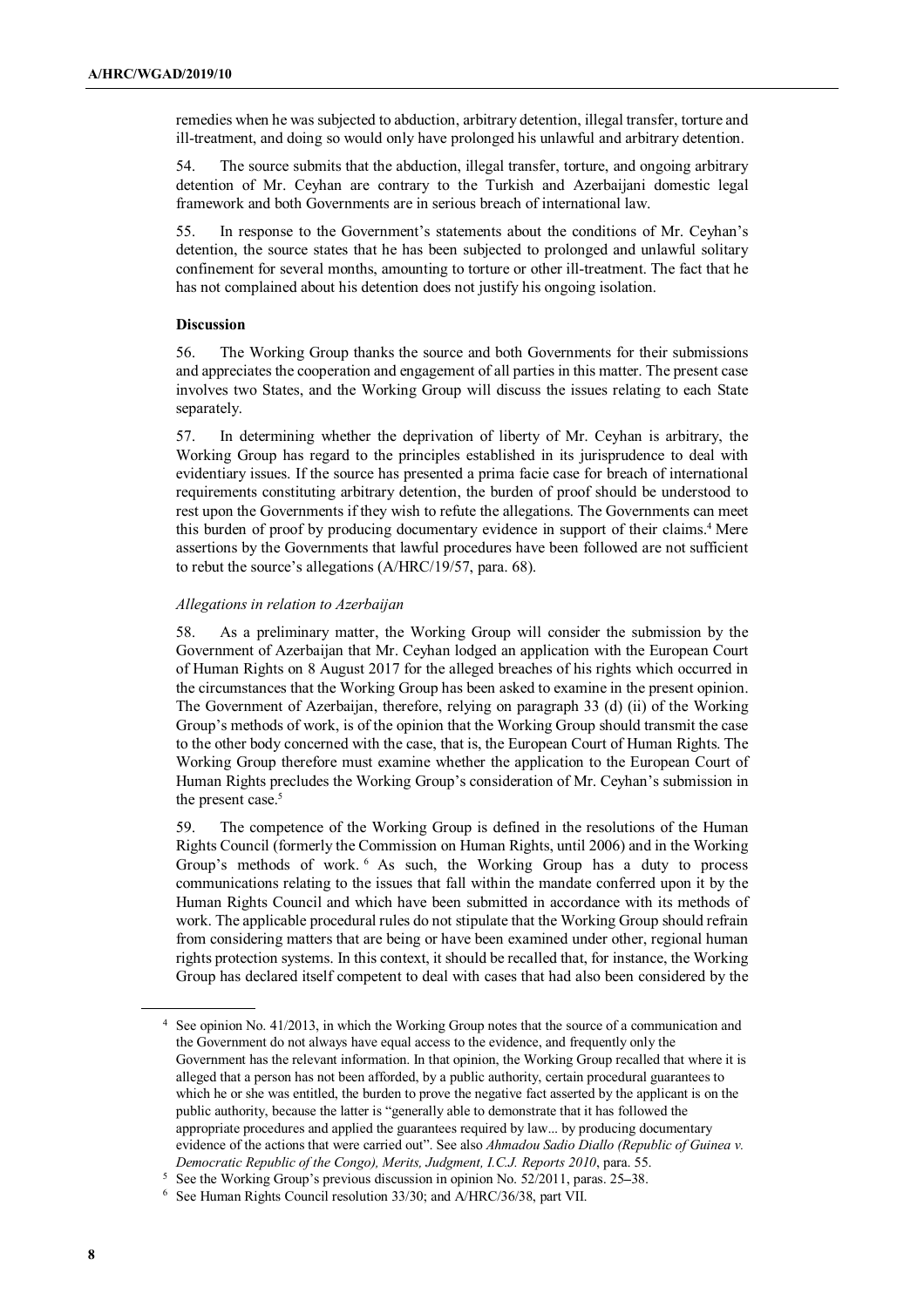remedies when he was subjected to abduction, arbitrary detention, illegal transfer, torture and ill-treatment, and doing so would only have prolonged his unlawful and arbitrary detention.

54. The source submits that the abduction, illegal transfer, torture, and ongoing arbitrary detention of Mr. Ceyhan are contrary to the Turkish and Azerbaijani domestic legal framework and both Governments are in serious breach of international law.

55. In response to the Government's statements about the conditions of Mr. Ceyhan's detention, the source states that he has been subjected to prolonged and unlawful solitary confinement for several months, amounting to torture or other ill-treatment. The fact that he has not complained about his detention does not justify his ongoing isolation.

**Discussion**

56. The Working Group thanks the source and both Governments for their submissions and appreciates the cooperation and engagement of all parties in this matter. The present case involves two States, and the Working Group will discuss the issues relating to each State separately.

57. In determining whether the deprivation of liberty of Mr. Ceyhan is arbitrary, the Working Group has regard to the principles established in its jurisprudence to deal with evidentiary issues. If the source has presented a prima facie case for breach of international requirements constituting arbitrary detention, the burden of proof should be understood to rest upon the Governments if they wish to refute the allegations. The Governments can meet this burden of proof by producing documentary evidence in support of their claims.[4] Mere assertions by the Governments that lawful procedures have been followed are not sufficient to rebut the source's allegations (A/HRC/19/57, para. 68).

*Allegations in relation to Azerbaijan*

58. As a preliminary matter, the Working Group will consider the submission by the Government of Azerbaijan that Mr. Ceyhan lodged an application with the European Court of Human Rights on 8 August 2017 for the alleged breaches of his rights which occurred in the circumstances that the Working Group has been asked to examine in the present opinion. The Government of Azerbaijan, therefore, relying on paragraph 33 (d) (ii) of the Working Group's methods of work, is of the opinion that the Working Group should transmit the case to the other body concerned with the case, that is, the European Court of Human Rights. The Working Group therefore must examine whether the application to the European Court of Human Rights precludes the Working Group's consideration of Mr. Ceyhan's submission in the present case.[5]

59. The competence of the Working Group is defined in the resolutions of the Human Rights Council (formerly the Commission on Human Rights, until 2006) and in the Working Group's methods of work.[6] As such, the Working Group has a duty to process communications relating to the issues that fall within the mandate conferred upon it by the Human Rights Council and which have been submitted in accordance with its methods of work. The applicable procedural rules do not stipulate that the Working Group should refrain from considering matters that are being or have been examined under other, regional human rights protection systems. In this context, it should be recalled that, for instance, the Working Group has declared itself competent to deal with cases that had also been considered by the

---

[4] See opinion No. 41/2013, in which the Working Group notes that the source of a communication and the Government do not always have equal access to the evidence, and frequently only the Government has the relevant information. In that opinion, the Working Group recalled that where it is alleged that a person has not been afforded, by a public authority, certain procedural guarantees to which he or she was entitled, the burden to prove the negative fact asserted by the applicant is on the public authority, because the latter is "generally able to demonstrate that it has followed the appropriate procedures and applied the guarantees required by law... by producing documentary evidence of the actions that were carried out". See also *Ahmadou Sadio Diallo (Republic of Guinea v. Democratic Republic of the Congo), Merits, Judgment, I.C.J. Reports 2010*, para. 55.

[5] See the Working Group's previous discussion in opinion No. 52/2011, paras. 25–38.

[6] See Human Rights Council resolution 33/30; and A/HRC/36/38, part VII.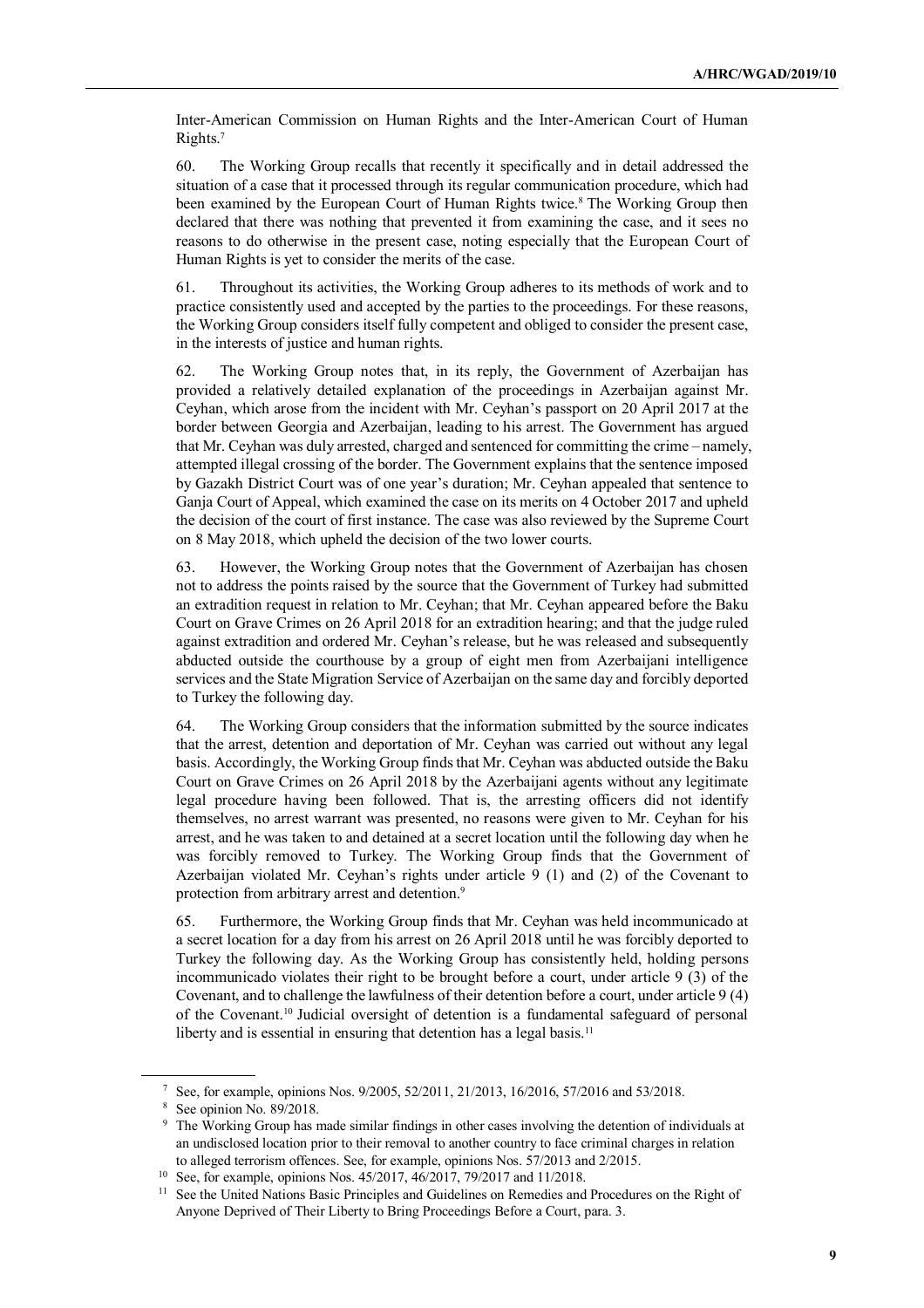Inter-American Commission on Human Rights and the Inter-American Court of Human Rights.[7]

60. The Working Group recalls that recently it specifically and in detail addressed the situation of a case that it processed through its regular communication procedure, which had been examined by the European Court of Human Rights twice.[8] The Working Group then declared that there was nothing that prevented it from examining the case, and it sees no reasons to do otherwise in the present case, noting especially that the European Court of Human Rights is yet to consider the merits of the case.

61. Throughout its activities, the Working Group adheres to its methods of work and to practice consistently used and accepted by the parties to the proceedings. For these reasons, the Working Group considers itself fully competent and obliged to consider the present case, in the interests of justice and human rights.

62. The Working Group notes that, in its reply, the Government of Azerbaijan has provided a relatively detailed explanation of the proceedings in Azerbaijan against Mr. Ceyhan, which arose from the incident with Mr. Ceyhan's passport on 20 April 2017 at the border between Georgia and Azerbaijan, leading to his arrest. The Government has argued that Mr. Ceyhan was duly arrested, charged and sentenced for committing the crime – namely, attempted illegal crossing of the border. The Government explains that the sentence imposed by Gazakh District Court was of one year's duration; Mr. Ceyhan appealed that sentence to Ganja Court of Appeal, which examined the case on its merits on 4 October 2017 and upheld the decision of the court of first instance. The case was also reviewed by the Supreme Court on 8 May 2018, which upheld the decision of the two lower courts.

63. However, the Working Group notes that the Government of Azerbaijan has chosen not to address the points raised by the source that the Government of Turkey had submitted an extradition request in relation to Mr. Ceyhan; that Mr. Ceyhan appeared before the Baku Court on Grave Crimes on 26 April 2018 for an extradition hearing; and that the judge ruled against extradition and ordered Mr. Ceyhan's release, but he was released and subsequently abducted outside the courthouse by a group of eight men from Azerbaijani intelligence services and the State Migration Service of Azerbaijan on the same day and forcibly deported to Turkey the following day.

64. The Working Group considers that the information submitted by the source indicates that the arrest, detention and deportation of Mr. Ceyhan was carried out without any legal basis. Accordingly, the Working Group finds that Mr. Ceyhan was abducted outside the Baku Court on Grave Crimes on 26 April 2018 by the Azerbaijani agents without any legitimate legal procedure having been followed. That is, the arresting officers did not identify themselves, no arrest warrant was presented, no reasons were given to Mr. Ceyhan for his arrest, and he was taken to and detained at a secret location until the following day when he was forcibly removed to Turkey. The Working Group finds that the Government of Azerbaijan violated Mr. Ceyhan's rights under article 9 (1) and (2) of the Covenant to protection from arbitrary arrest and detention.[9]

65. Furthermore, the Working Group finds that Mr. Ceyhan was held incommunicado at a secret location for a day from his arrest on 26 April 2018 until he was forcibly deported to Turkey the following day. As the Working Group has consistently held, holding persons incommunicado violates their right to be brought before a court, under article 9 (3) of the Covenant, and to challenge the lawfulness of their detention before a court, under article 9 (4) of the Covenant.[10] Judicial oversight of detention is a fundamental safeguard of personal liberty and is essential in ensuring that detention has a legal basis.[11]

---

[7] See, for example, opinions Nos. 9/2005, 52/2011, 21/2013, 16/2016, 57/2016 and 53/2018.

[8] See opinion No. 89/2018.

[9] The Working Group has made similar findings in other cases involving the detention of individuals at an undisclosed location prior to their removal to another country to face criminal charges in relation to alleged terrorism offences. See, for example, opinions Nos. 57/2013 and 2/2015.

[10] See, for example, opinions Nos. 45/2017, 46/2017, 79/2017 and 11/2018.

[11] See the United Nations Basic Principles and Guidelines on Remedies and Procedures on the Right of Anyone Deprived of Their Liberty to Bring Proceedings Before a Court, para. 3.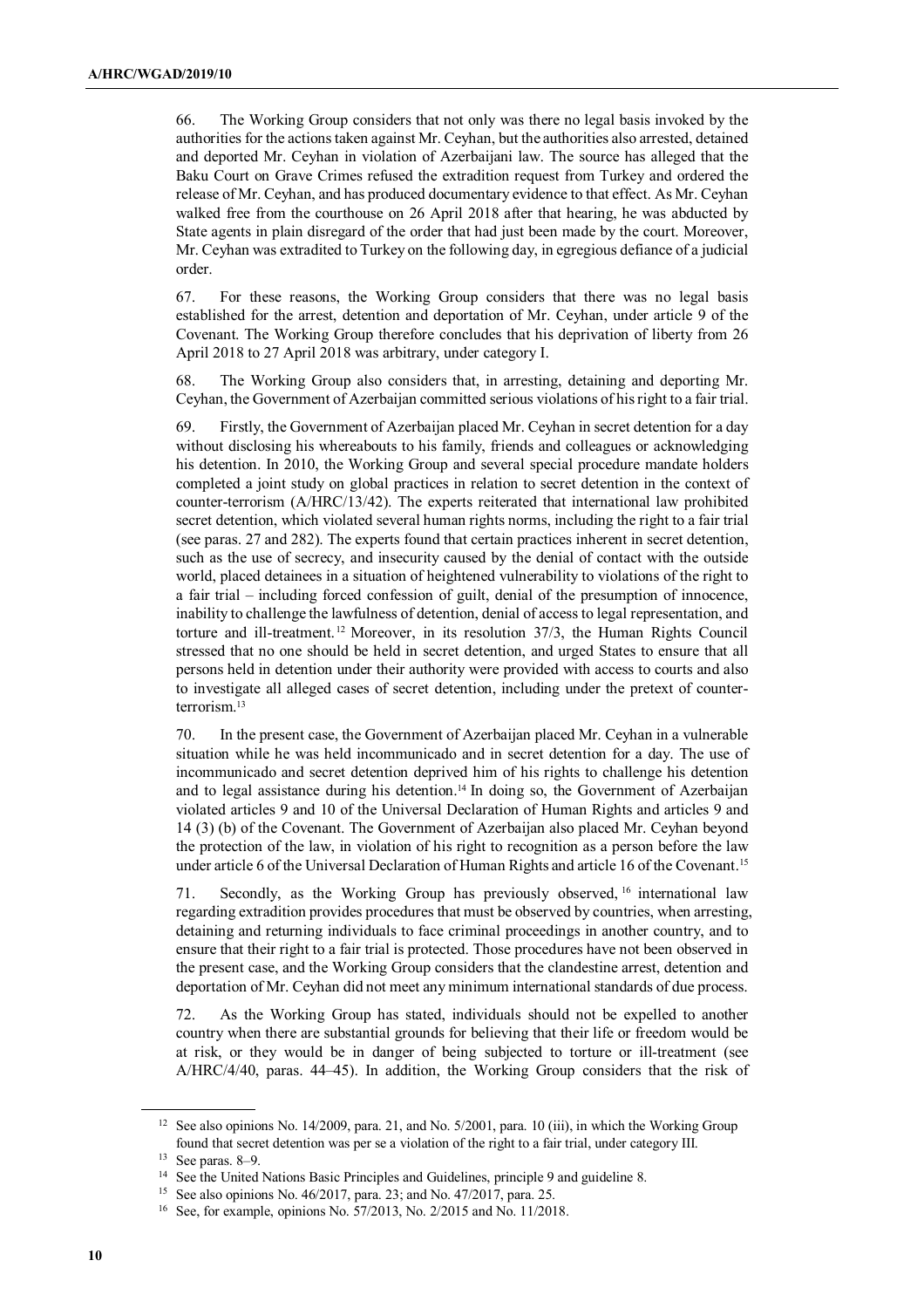66. The Working Group considers that not only was there no legal basis invoked by the authorities for the actions taken against Mr. Ceyhan, but the authorities also arrested, detained and deported Mr. Ceyhan in violation of Azerbaijani law. The source has alleged that the Baku Court on Grave Crimes refused the extradition request from Turkey and ordered the release of Mr. Ceyhan, and has produced documentary evidence to that effect. As Mr. Ceyhan walked free from the courthouse on 26 April 2018 after that hearing, he was abducted by State agents in plain disregard of the order that had just been made by the court. Moreover, Mr. Ceyhan was extradited to Turkey on the following day, in egregious defiance of a judicial order.

67. For these reasons, the Working Group considers that there was no legal basis established for the arrest, detention and deportation of Mr. Ceyhan, under article 9 of the Covenant. The Working Group therefore concludes that his deprivation of liberty from 26 April 2018 to 27 April 2018 was arbitrary, under category I.

68. The Working Group also considers that, in arresting, detaining and deporting Mr. Ceyhan, the Government of Azerbaijan committed serious violations of his right to a fair trial.

69. Firstly, the Government of Azerbaijan placed Mr. Ceyhan in secret detention for a day without disclosing his whereabouts to his family, friends and colleagues or acknowledging his detention. In 2010, the Working Group and several special procedure mandate holders completed a joint study on global practices in relation to secret detention in the context of counter-terrorism (A/HRC/13/42). The experts reiterated that international law prohibited secret detention, which violated several human rights norms, including the right to a fair trial (see paras. 27 and 282). The experts found that certain practices inherent in secret detention, such as the use of secrecy, and insecurity caused by the denial of contact with the outside world, placed detainees in a situation of heightened vulnerability to violations of the right to a fair trial – including forced confession of guilt, denial of the presumption of innocence, inability to challenge the lawfulness of detention, denial of access to legal representation, and torture and ill-treatment.[12] Moreover, in its resolution 37/3, the Human Rights Council stressed that no one should be held in secret detention, and urged States to ensure that all persons held in detention under their authority were provided with access to courts and also to investigate all alleged cases of secret detention, including under the pretext of counter-terrorism.[13]

70. In the present case, the Government of Azerbaijan placed Mr. Ceyhan in a vulnerable situation while he was held incommunicado and in secret detention for a day. The use of incommunicado and secret detention deprived him of his rights to challenge his detention and to legal assistance during his detention.[14] In doing so, the Government of Azerbaijan violated articles 9 and 10 of the Universal Declaration of Human Rights and articles 9 and 14 (3) (b) of the Covenant. The Government of Azerbaijan also placed Mr. Ceyhan beyond the protection of the law, in violation of his right to recognition as a person before the law under article 6 of the Universal Declaration of Human Rights and article 16 of the Covenant.[15]

71. Secondly, as the Working Group has previously observed,[16] international law regarding extradition provides procedures that must be observed by countries, when arresting, detaining and returning individuals to face criminal proceedings in another country, and to ensure that their right to a fair trial is protected. Those procedures have not been observed in the present case, and the Working Group considers that the clandestine arrest, detention and deportation of Mr. Ceyhan did not meet any minimum international standards of due process.

72. As the Working Group has stated, individuals should not be expelled to another country when there are substantial grounds for believing that their life or freedom would be at risk, or they would be in danger of being subjected to torture or ill-treatment (see A/HRC/4/40, paras. 44–45). In addition, the Working Group considers that the risk of

---

[12] See also opinions No. 14/2009, para. 21, and No. 5/2001, para. 10 (iii), in which the Working Group found that secret detention was per se a violation of the right to a fair trial, under category III.

[13] See paras. 8–9.

[14] See the United Nations Basic Principles and Guidelines, principle 9 and guideline 8.

[15] See also opinions No. 46/2017, para. 23; and No. 47/2017, para. 25.

[16] See, for example, opinions No. 57/2013, No. 2/2015 and No. 11/2018.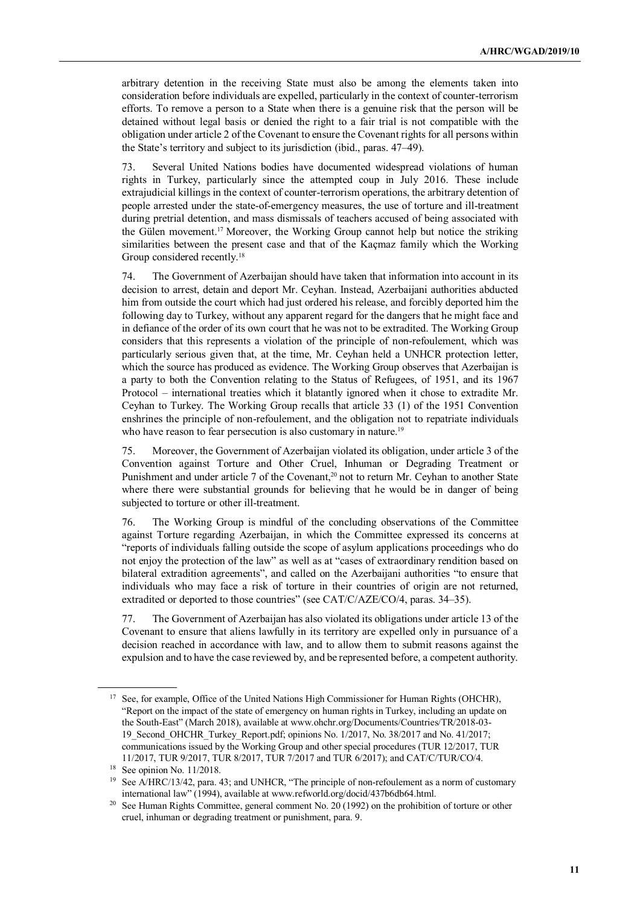arbitrary detention in the receiving State must also be among the elements taken into consideration before individuals are expelled, particularly in the context of counter-terrorism efforts. To remove a person to a State when there is a genuine risk that the person will be detained without legal basis or denied the right to a fair trial is not compatible with the obligation under article 2 of the Covenant to ensure the Covenant rights for all persons within the State's territory and subject to its jurisdiction (ibid., paras. 47–49).

73. Several United Nations bodies have documented widespread violations of human rights in Turkey, particularly since the attempted coup in July 2016. These include extrajudicial killings in the context of counter-terrorism operations, the arbitrary detention of people arrested under the state-of-emergency measures, the use of torture and ill-treatment during pretrial detention, and mass dismissals of teachers accused of being associated with the Gülen movement.[17] Moreover, the Working Group cannot help but notice the striking similarities between the present case and that of the Kaçmaz family which the Working Group considered recently.[18]

74. The Government of Azerbaijan should have taken that information into account in its decision to arrest, detain and deport Mr. Ceyhan. Instead, Azerbaijani authorities abducted him from outside the court which had just ordered his release, and forcibly deported him the following day to Turkey, without any apparent regard for the dangers that he might face and in defiance of the order of its own court that he was not to be extradited. The Working Group considers that this represents a violation of the principle of non-refoulement, which was particularly serious given that, at the time, Mr. Ceyhan held a UNHCR protection letter, which the source has produced as evidence. The Working Group observes that Azerbaijan is a party to both the Convention relating to the Status of Refugees, of 1951, and its 1967 Protocol – international treaties which it blatantly ignored when it chose to extradite Mr. Ceyhan to Turkey. The Working Group recalls that article 33 (1) of the 1951 Convention enshrines the principle of non-refoulement, and the obligation not to repatriate individuals who have reason to fear persecution is also customary in nature.[19]

75. Moreover, the Government of Azerbaijan violated its obligation, under article 3 of the Convention against Torture and Other Cruel, Inhuman or Degrading Treatment or Punishment and under article 7 of the Covenant,[20] not to return Mr. Ceyhan to another State where there were substantial grounds for believing that he would be in danger of being subjected to torture or other ill-treatment.

76. The Working Group is mindful of the concluding observations of the Committee against Torture regarding Azerbaijan, in which the Committee expressed its concerns at "reports of individuals falling outside the scope of asylum applications proceedings who do not enjoy the protection of the law" as well as at "cases of extraordinary rendition based on bilateral extradition agreements", and called on the Azerbaijani authorities "to ensure that individuals who may face a risk of torture in their countries of origin are not returned, extradited or deported to those countries" (see CAT/C/AZE/CO/4, paras. 34–35).

77. The Government of Azerbaijan has also violated its obligations under article 13 of the Covenant to ensure that aliens lawfully in its territory are expelled only in pursuance of a decision reached in accordance with law, and to allow them to submit reasons against the expulsion and to have the case reviewed by, and be represented before, a competent authority.

---

[17] See, for example, Office of the United Nations High Commissioner for Human Rights (OHCHR), "Report on the impact of the state of emergency on human rights in Turkey, including an update on the South-East" (March 2018), available at www.ohchr.org/Documents/Countries/TR/2018-03-19_Second_OHCHR_Turkey_Report.pdf; opinions No. 1/2017, No. 38/2017 and No. 41/2017; communications issued by the Working Group and other special procedures (TUR 12/2017, TUR 11/2017, TUR 9/2017, TUR 8/2017, TUR 7/2017 and TUR 6/2017); and CAT/C/TUR/CO/4.

[18] See opinion No. 11/2018.

[19] See A/HRC/13/42, para. 43; and UNHCR, "The principle of non-refoulement as a norm of customary international law" (1994), available at www.refworld.org/docid/437b6db64.html.

[20] See Human Rights Committee, general comment No. 20 (1992) on the prohibition of torture or other cruel, inhuman or degrading treatment or punishment, para. 9.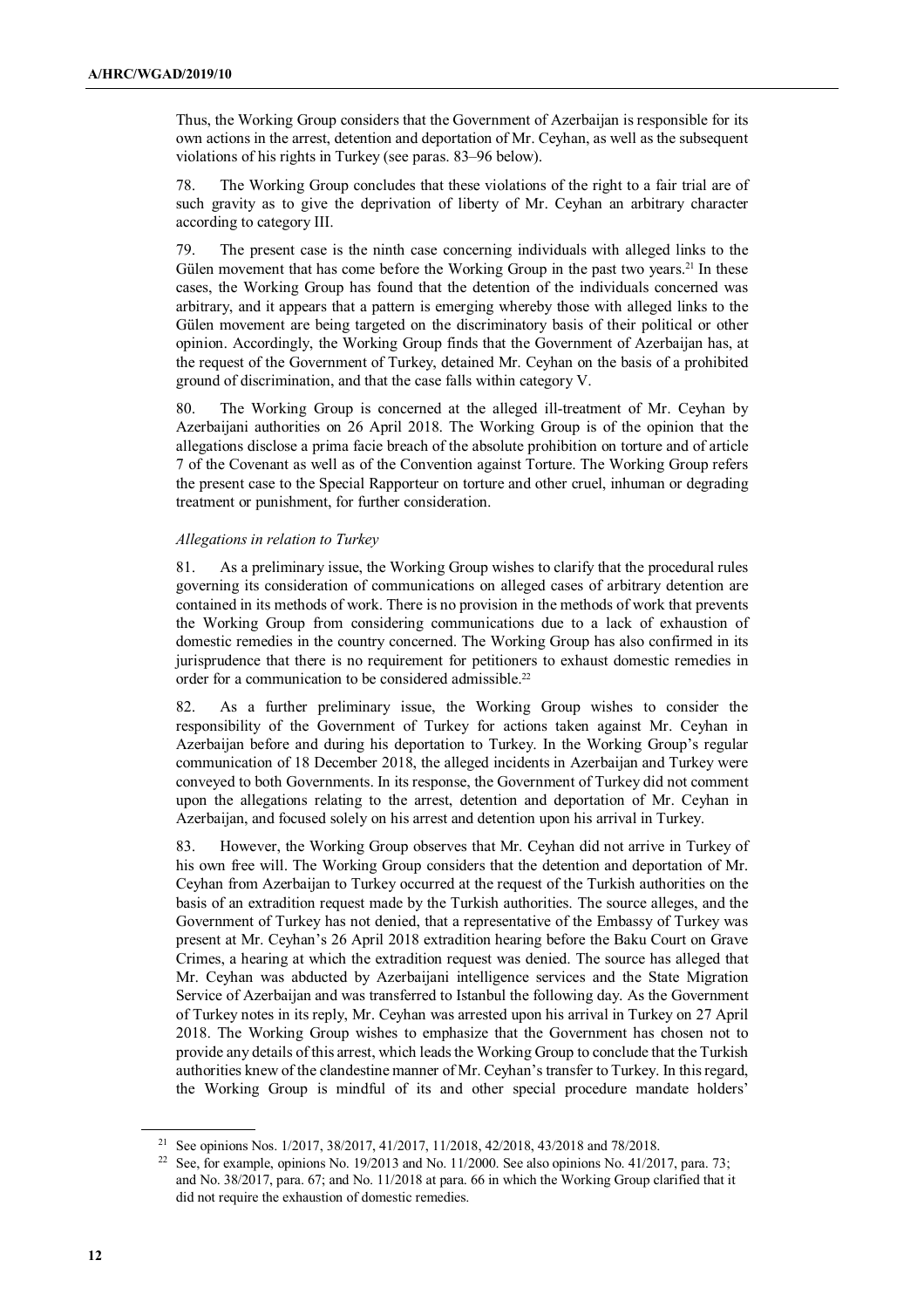Thus, the Working Group considers that the Government of Azerbaijan is responsible for its own actions in the arrest, detention and deportation of Mr. Ceyhan, as well as the subsequent violations of his rights in Turkey (see paras. 83–96 below).

78. The Working Group concludes that these violations of the right to a fair trial are of such gravity as to give the deprivation of liberty of Mr. Ceyhan an arbitrary character according to category III.

79. The present case is the ninth case concerning individuals with alleged links to the Gülen movement that has come before the Working Group in the past two years.[21] In these cases, the Working Group has found that the detention of the individuals concerned was arbitrary, and it appears that a pattern is emerging whereby those with alleged links to the Gülen movement are being targeted on the discriminatory basis of their political or other opinion. Accordingly, the Working Group finds that the Government of Azerbaijan has, at the request of the Government of Turkey, detained Mr. Ceyhan on the basis of a prohibited ground of discrimination, and that the case falls within category V.

80. The Working Group is concerned at the alleged ill-treatment of Mr. Ceyhan by Azerbaijani authorities on 26 April 2018. The Working Group is of the opinion that the allegations disclose a prima facie breach of the absolute prohibition on torture and of article 7 of the Covenant as well as of the Convention against Torture. The Working Group refers the present case to the Special Rapporteur on torture and other cruel, inhuman or degrading treatment or punishment, for further consideration.

*Allegations in relation to Turkey*

81. As a preliminary issue, the Working Group wishes to clarify that the procedural rules governing its consideration of communications on alleged cases of arbitrary detention are contained in its methods of work. There is no provision in the methods of work that prevents the Working Group from considering communications due to a lack of exhaustion of domestic remedies in the country concerned. The Working Group has also confirmed in its jurisprudence that there is no requirement for petitioners to exhaust domestic remedies in order for a communication to be considered admissible.[22]

82. As a further preliminary issue, the Working Group wishes to consider the responsibility of the Government of Turkey for actions taken against Mr. Ceyhan in Azerbaijan before and during his deportation to Turkey. In the Working Group's regular communication of 18 December 2018, the alleged incidents in Azerbaijan and Turkey were conveyed to both Governments. In its response, the Government of Turkey did not comment upon the allegations relating to the arrest, detention and deportation of Mr. Ceyhan in Azerbaijan, and focused solely on his arrest and detention upon his arrival in Turkey.

83. However, the Working Group observes that Mr. Ceyhan did not arrive in Turkey of his own free will. The Working Group considers that the detention and deportation of Mr. Ceyhan from Azerbaijan to Turkey occurred at the request of the Turkish authorities on the basis of an extradition request made by the Turkish authorities. The source alleges, and the Government of Turkey has not denied, that a representative of the Embassy of Turkey was present at Mr. Ceyhan's 26 April 2018 extradition hearing before the Baku Court on Grave Crimes, a hearing at which the extradition request was denied. The source has alleged that Mr. Ceyhan was abducted by Azerbaijani intelligence services and the State Migration Service of Azerbaijan and was transferred to Istanbul the following day. As the Government of Turkey notes in its reply, Mr. Ceyhan was arrested upon his arrival in Turkey on 27 April 2018. The Working Group wishes to emphasize that the Government has chosen not to provide any details of this arrest, which leads the Working Group to conclude that the Turkish authorities knew of the clandestine manner of Mr. Ceyhan's transfer to Turkey. In this regard, the Working Group is mindful of its and other special procedure mandate holders'

[21] See opinions Nos. 1/2017, 38/2017, 41/2017, 11/2018, 42/2018, 43/2018 and 78/2018.

[22] See, for example, opinions No. 19/2013 and No. 11/2000. See also opinions No. 41/2017, para. 73; and No. 38/2017, para. 67; and No. 11/2018 at para. 66 in which the Working Group clarified that it did not require the exhaustion of domestic remedies.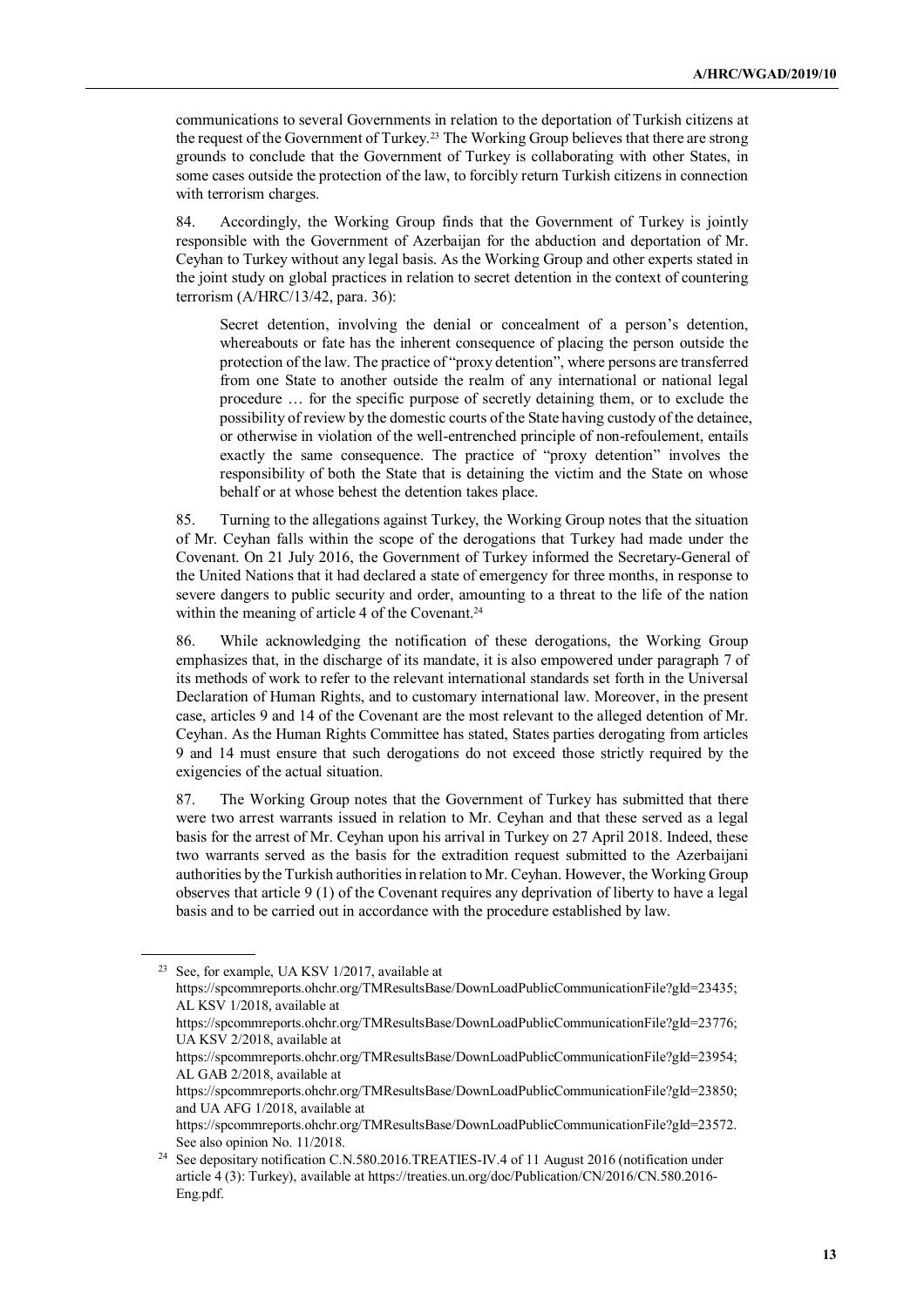communications to several Governments in relation to the deportation of Turkish citizens at the request of the Government of Turkey.[23] The Working Group believes that there are strong grounds to conclude that the Government of Turkey is collaborating with other States, in some cases outside the protection of the law, to forcibly return Turkish citizens in connection with terrorism charges.

84. Accordingly, the Working Group finds that the Government of Turkey is jointly responsible with the Government of Azerbaijan for the abduction and deportation of Mr. Ceyhan to Turkey without any legal basis. As the Working Group and other experts stated in the joint study on global practices in relation to secret detention in the context of countering terrorism (A/HRC/13/42, para. 36):

> Secret detention, involving the denial or concealment of a person's detention, whereabouts or fate has the inherent consequence of placing the person outside the protection of the law. The practice of "proxy detention", where persons are transferred from one State to another outside the realm of any international or national legal procedure … for the specific purpose of secretly detaining them, or to exclude the possibility of review by the domestic courts of the State having custody of the detainee, or otherwise in violation of the well-entrenched principle of non-refoulement, entails exactly the same consequence. The practice of "proxy detention" involves the responsibility of both the State that is detaining the victim and the State on whose behalf or at whose behest the detention takes place.

85. Turning to the allegations against Turkey, the Working Group notes that the situation of Mr. Ceyhan falls within the scope of the derogations that Turkey had made under the Covenant. On 21 July 2016, the Government of Turkey informed the Secretary-General of the United Nations that it had declared a state of emergency for three months, in response to severe dangers to public security and order, amounting to a threat to the life of the nation within the meaning of article 4 of the Covenant.[24]

86. While acknowledging the notification of these derogations, the Working Group emphasizes that, in the discharge of its mandate, it is also empowered under paragraph 7 of its methods of work to refer to the relevant international standards set forth in the Universal Declaration of Human Rights, and to customary international law. Moreover, in the present case, articles 9 and 14 of the Covenant are the most relevant to the alleged detention of Mr. Ceyhan. As the Human Rights Committee has stated, States parties derogating from articles 9 and 14 must ensure that such derogations do not exceed those strictly required by the exigencies of the actual situation.

87. The Working Group notes that the Government of Turkey has submitted that there were two arrest warrants issued in relation to Mr. Ceyhan and that these served as a legal basis for the arrest of Mr. Ceyhan upon his arrival in Turkey on 27 April 2018. Indeed, these two warrants served as the basis for the extradition request submitted to the Azerbaijani authorities by the Turkish authorities in relation to Mr. Ceyhan. However, the Working Group observes that article 9 (1) of the Covenant requires any deprivation of liberty to have a legal basis and to be carried out in accordance with the procedure established by law.

---

[23] See, for example, UA KSV 1/2017, available at https://spcommreports.ohchr.org/TMResultsBase/DownLoadPublicCommunicationFile?gId=23435; AL KSV 1/2018, available at https://spcommreports.ohchr.org/TMResultsBase/DownLoadPublicCommunicationFile?gId=23776; UA KSV 2/2018, available at https://spcommreports.ohchr.org/TMResultsBase/DownLoadPublicCommunicationFile?gId=23954; AL GAB 2/2018, available at https://spcommreports.ohchr.org/TMResultsBase/DownLoadPublicCommunicationFile?gId=23850; and UA AFG 1/2018, available at https://spcommreports.ohchr.org/TMResultsBase/DownLoadPublicCommunicationFile?gId=23572. See also opinion No. 11/2018.

[24] See depositary notification C.N.580.2016.TREATIES-IV.4 of 11 August 2016 (notification under article 4 (3): Turkey), available at https://treaties.un.org/doc/Publication/CN/2016/CN.580.2016-Eng.pdf.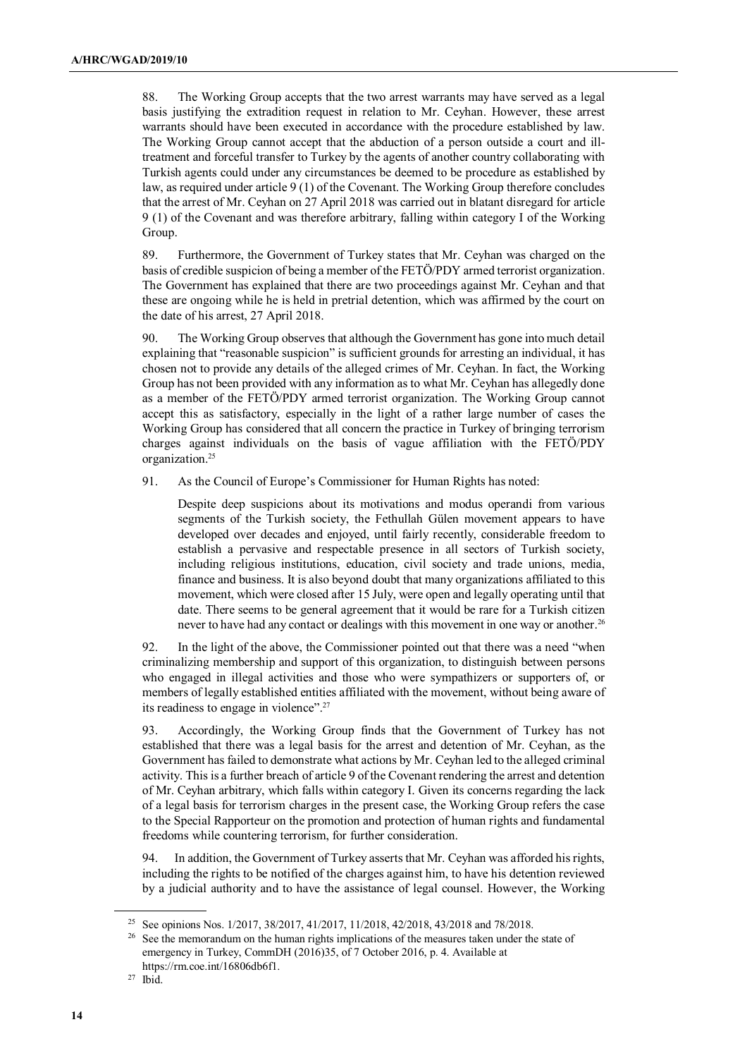88. The Working Group accepts that the two arrest warrants may have served as a legal basis justifying the extradition request in relation to Mr. Ceyhan. However, these arrest warrants should have been executed in accordance with the procedure established by law. The Working Group cannot accept that the abduction of a person outside a court and ill-treatment and forceful transfer to Turkey by the agents of another country collaborating with Turkish agents could under any circumstances be deemed to be procedure as established by law, as required under article 9 (1) of the Covenant. The Working Group therefore concludes that the arrest of Mr. Ceyhan on 27 April 2018 was carried out in blatant disregard for article 9 (1) of the Covenant and was therefore arbitrary, falling within category I of the Working Group.

89. Furthermore, the Government of Turkey states that Mr. Ceyhan was charged on the basis of credible suspicion of being a member of the FETÖ/PDY armed terrorist organization. The Government has explained that there are two proceedings against Mr. Ceyhan and that these are ongoing while he is held in pretrial detention, which was affirmed by the court on the date of his arrest, 27 April 2018.

90. The Working Group observes that although the Government has gone into much detail explaining that "reasonable suspicion" is sufficient grounds for arresting an individual, it has chosen not to provide any details of the alleged crimes of Mr. Ceyhan. In fact, the Working Group has not been provided with any information as to what Mr. Ceyhan has allegedly done as a member of the FETÖ/PDY armed terrorist organization. The Working Group cannot accept this as satisfactory, especially in the light of a rather large number of cases the Working Group has considered that all concern the practice in Turkey of bringing terrorism charges against individuals on the basis of vague affiliation with the FETÖ/PDY organization.[25]

91. As the Council of Europe's Commissioner for Human Rights has noted:

> Despite deep suspicions about its motivations and modus operandi from various segments of the Turkish society, the Fethullah Gülen movement appears to have developed over decades and enjoyed, until fairly recently, considerable freedom to establish a pervasive and respectable presence in all sectors of Turkish society, including religious institutions, education, civil society and trade unions, media, finance and business. It is also beyond doubt that many organizations affiliated to this movement, which were closed after 15 July, were open and legally operating until that date. There seems to be general agreement that it would be rare for a Turkish citizen never to have had any contact or dealings with this movement in one way or another.[26]

92. In the light of the above, the Commissioner pointed out that there was a need "when criminalizing membership and support of this organization, to distinguish between persons who engaged in illegal activities and those who were sympathizers or supporters of, or members of legally established entities affiliated with the movement, without being aware of its readiness to engage in violence".[27]

93. Accordingly, the Working Group finds that the Government of Turkey has not established that there was a legal basis for the arrest and detention of Mr. Ceyhan, as the Government has failed to demonstrate what actions by Mr. Ceyhan led to the alleged criminal activity. This is a further breach of article 9 of the Covenant rendering the arrest and detention of Mr. Ceyhan arbitrary, which falls within category I. Given its concerns regarding the lack of a legal basis for terrorism charges in the present case, the Working Group refers the case to the Special Rapporteur on the promotion and protection of human rights and fundamental freedoms while countering terrorism, for further consideration.

94. In addition, the Government of Turkey asserts that Mr. Ceyhan was afforded his rights, including the rights to be notified of the charges against him, to have his detention reviewed by a judicial authority and to have the assistance of legal counsel. However, the Working

---

[25] See opinions Nos. 1/2017, 38/2017, 41/2017, 11/2018, 42/2018, 43/2018 and 78/2018.

[26] See the memorandum on the human rights implications of the measures taken under the state of emergency in Turkey, CommDH (2016)35, of 7 October 2016, p. 4. Available at https://rm.coe.int/16806db6f1.

[27] Ibid.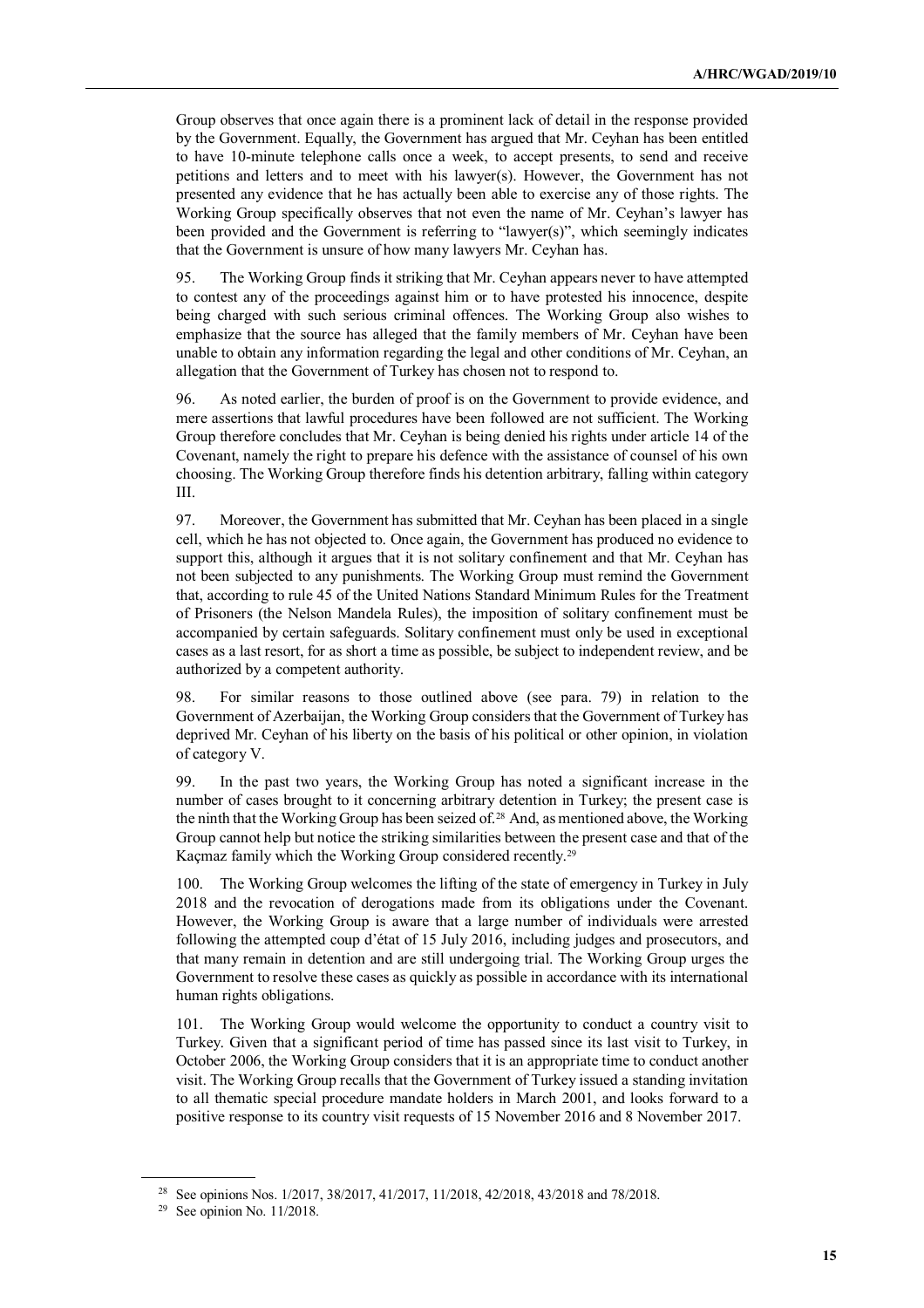Group observes that once again there is a prominent lack of detail in the response provided by the Government. Equally, the Government has argued that Mr. Ceyhan has been entitled to have 10-minute telephone calls once a week, to accept presents, to send and receive petitions and letters and to meet with his lawyer(s). However, the Government has not presented any evidence that he has actually been able to exercise any of those rights. The Working Group specifically observes that not even the name of Mr. Ceyhan's lawyer has been provided and the Government is referring to "lawyer(s)", which seemingly indicates that the Government is unsure of how many lawyers Mr. Ceyhan has.

95. The Working Group finds it striking that Mr. Ceyhan appears never to have attempted to contest any of the proceedings against him or to have protested his innocence, despite being charged with such serious criminal offences. The Working Group also wishes to emphasize that the source has alleged that the family members of Mr. Ceyhan have been unable to obtain any information regarding the legal and other conditions of Mr. Ceyhan, an allegation that the Government of Turkey has chosen not to respond to.

96. As noted earlier, the burden of proof is on the Government to provide evidence, and mere assertions that lawful procedures have been followed are not sufficient. The Working Group therefore concludes that Mr. Ceyhan is being denied his rights under article 14 of the Covenant, namely the right to prepare his defence with the assistance of counsel of his own choosing. The Working Group therefore finds his detention arbitrary, falling within category III.

97. Moreover, the Government has submitted that Mr. Ceyhan has been placed in a single cell, which he has not objected to. Once again, the Government has produced no evidence to support this, although it argues that it is not solitary confinement and that Mr. Ceyhan has not been subjected to any punishments. The Working Group must remind the Government that, according to rule 45 of the United Nations Standard Minimum Rules for the Treatment of Prisoners (the Nelson Mandela Rules), the imposition of solitary confinement must be accompanied by certain safeguards. Solitary confinement must only be used in exceptional cases as a last resort, for as short a time as possible, be subject to independent review, and be authorized by a competent authority.

98. For similar reasons to those outlined above (see para. 79) in relation to the Government of Azerbaijan, the Working Group considers that the Government of Turkey has deprived Mr. Ceyhan of his liberty on the basis of his political or other opinion, in violation of category V.

99. In the past two years, the Working Group has noted a significant increase in the number of cases brought to it concerning arbitrary detention in Turkey; the present case is the ninth that the Working Group has been seized of.[28] And, as mentioned above, the Working Group cannot help but notice the striking similarities between the present case and that of the Kaçmaz family which the Working Group considered recently.[29]

100. The Working Group welcomes the lifting of the state of emergency in Turkey in July 2018 and the revocation of derogations made from its obligations under the Covenant. However, the Working Group is aware that a large number of individuals were arrested following the attempted coup d'état of 15 July 2016, including judges and prosecutors, and that many remain in detention and are still undergoing trial. The Working Group urges the Government to resolve these cases as quickly as possible in accordance with its international human rights obligations.

101. The Working Group would welcome the opportunity to conduct a country visit to Turkey. Given that a significant period of time has passed since its last visit to Turkey, in October 2006, the Working Group considers that it is an appropriate time to conduct another visit. The Working Group recalls that the Government of Turkey issued a standing invitation to all thematic special procedure mandate holders in March 2001, and looks forward to a positive response to its country visit requests of 15 November 2016 and 8 November 2017.

---

[28] See opinions Nos. 1/2017, 38/2017, 41/2017, 11/2018, 42/2018, 43/2018 and 78/2018.

[29] See opinion No. 11/2018.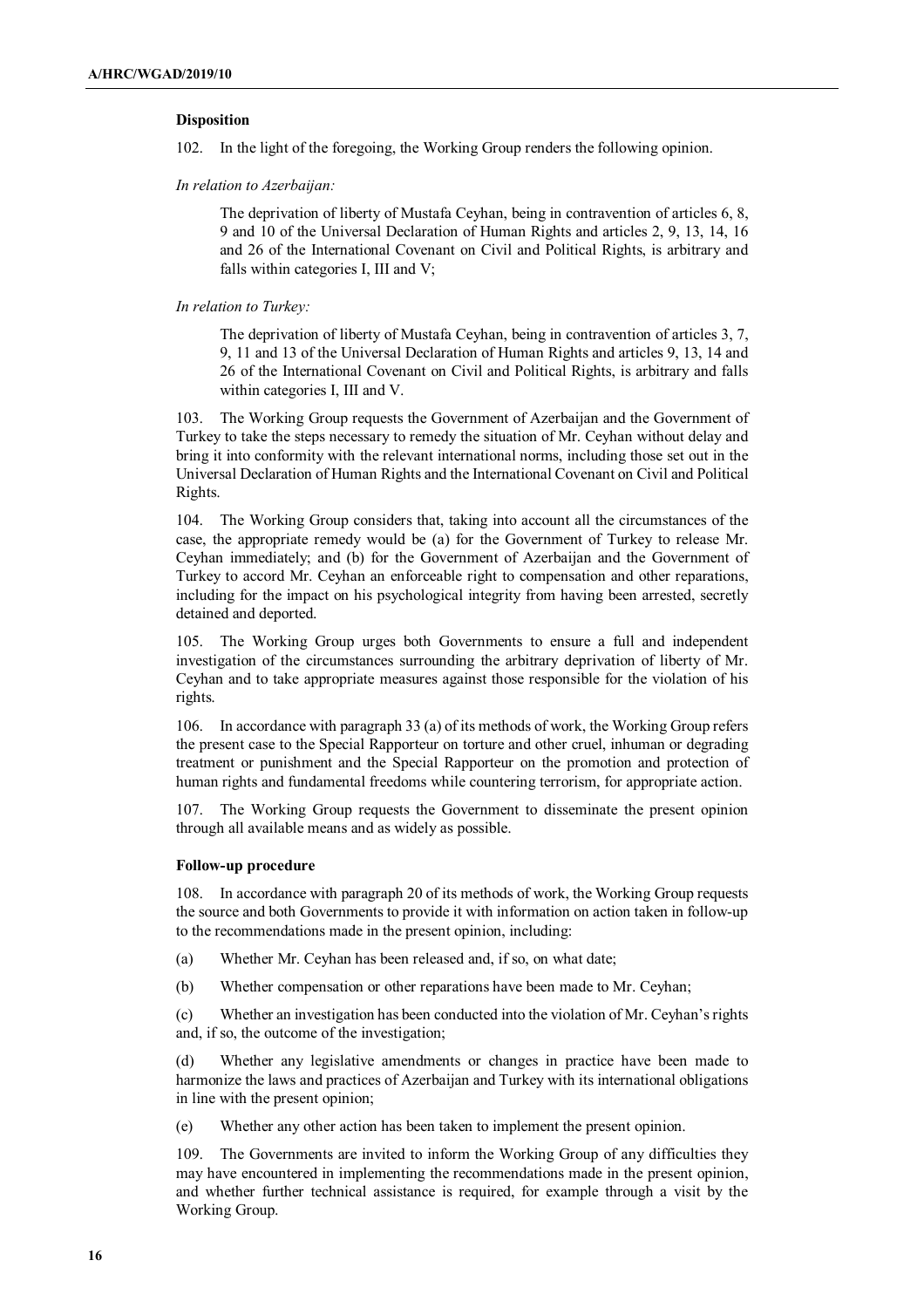### Disposition

102. In the light of the foregoing, the Working Group renders the following opinion.

*In relation to Azerbaijan:*

> The deprivation of liberty of Mustafa Ceyhan, being in contravention of articles 6, 8, 9 and 10 of the Universal Declaration of Human Rights and articles 2, 9, 13, 14, 16 and 26 of the International Covenant on Civil and Political Rights, is arbitrary and falls within categories I, III and V;

*In relation to Turkey:*

> The deprivation of liberty of Mustafa Ceyhan, being in contravention of articles 3, 7, 9, 11 and 13 of the Universal Declaration of Human Rights and articles 9, 13, 14 and 26 of the International Covenant on Civil and Political Rights, is arbitrary and falls within categories I, III and V.

103. The Working Group requests the Government of Azerbaijan and the Government of Turkey to take the steps necessary to remedy the situation of Mr. Ceyhan without delay and bring it into conformity with the relevant international norms, including those set out in the Universal Declaration of Human Rights and the International Covenant on Civil and Political Rights.

104. The Working Group considers that, taking into account all the circumstances of the case, the appropriate remedy would be (a) for the Government of Turkey to release Mr. Ceyhan immediately; and (b) for the Government of Azerbaijan and the Government of Turkey to accord Mr. Ceyhan an enforceable right to compensation and other reparations, including for the impact on his psychological integrity from having been arrested, secretly detained and deported.

105. The Working Group urges both Governments to ensure a full and independent investigation of the circumstances surrounding the arbitrary deprivation of liberty of Mr. Ceyhan and to take appropriate measures against those responsible for the violation of his rights.

106. In accordance with paragraph 33 (a) of its methods of work, the Working Group refers the present case to the Special Rapporteur on torture and other cruel, inhuman or degrading treatment or punishment and the Special Rapporteur on the promotion and protection of human rights and fundamental freedoms while countering terrorism, for appropriate action.

107. The Working Group requests the Government to disseminate the present opinion through all available means and as widely as possible.

### Follow-up procedure

108. In accordance with paragraph 20 of its methods of work, the Working Group requests the source and both Governments to provide it with information on action taken in follow-up to the recommendations made in the present opinion, including:

(a) Whether Mr. Ceyhan has been released and, if so, on what date;

(b) Whether compensation or other reparations have been made to Mr. Ceyhan;

(c) Whether an investigation has been conducted into the violation of Mr. Ceyhan's rights and, if so, the outcome of the investigation;

(d) Whether any legislative amendments or changes in practice have been made to harmonize the laws and practices of Azerbaijan and Turkey with its international obligations in line with the present opinion;

(e) Whether any other action has been taken to implement the present opinion.

109. The Governments are invited to inform the Working Group of any difficulties they may have encountered in implementing the recommendations made in the present opinion, and whether further technical assistance is required, for example through a visit by the Working Group.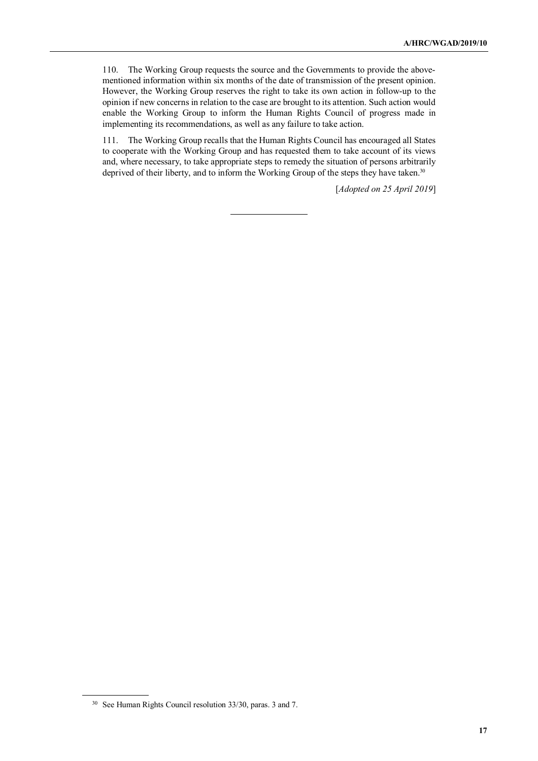110. The Working Group requests the source and the Governments to provide the above-mentioned information within six months of the date of transmission of the present opinion. However, the Working Group reserves the right to take its own action in follow-up to the opinion if new concerns in relation to the case are brought to its attention. Such action would enable the Working Group to inform the Human Rights Council of progress made in implementing its recommendations, as well as any failure to take action.

111. The Working Group recalls that the Human Rights Council has encouraged all States to cooperate with the Working Group and has requested them to take account of its views and, where necessary, to take appropriate steps to remedy the situation of persons arbitrarily deprived of their liberty, and to inform the Working Group of the steps they have taken.[30]

[*Adopted on 25 April 2019*]

---

[30] See Human Rights Council resolution 33/30, paras. 3 and 7.